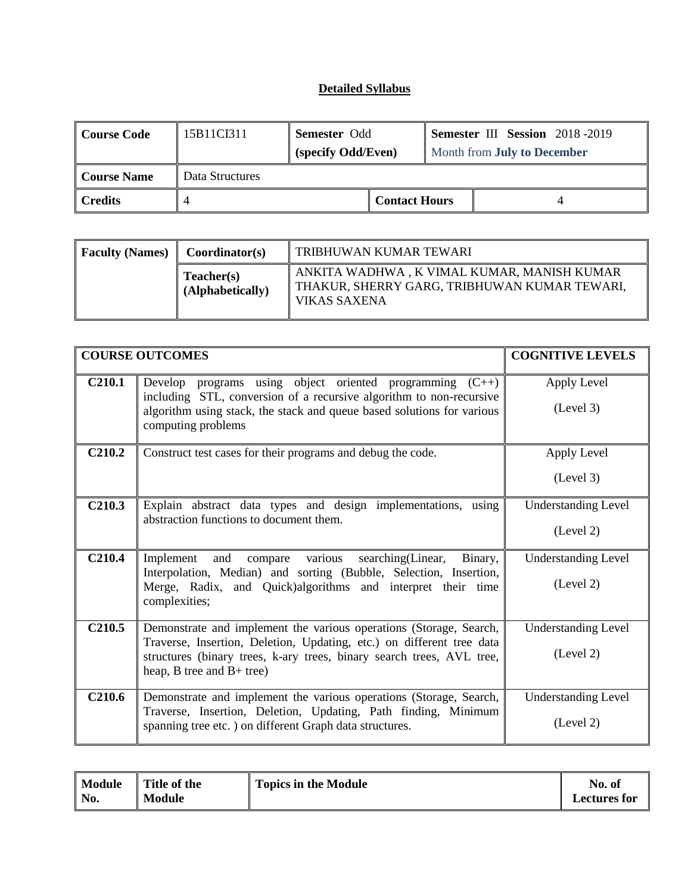# Detailed Syllabus

| Course Code | 15B11CI311 | Semester Odd (specify Odd/Even) | | Semester III Session 2018 -2019 Month from July to December |
|---|---|---|---|---|
| Course Name | Data Structures | | | |
| Credits | 4 | | Contact Hours | 4 |

| Faculty (Names) | Coordinator(s) | TRIBHUWAN KUMAR TEWARI |
|---|---|---|
| | Teacher(s) (Alphabetically) | ANKITA WADHWA , K VIMAL KUMAR, MANISH KUMAR THAKUR, SHERRY GARG, TRIBHUWAN KUMAR TEWARI, VIKAS SAXENA |

| COURSE OUTCOMES | | COGNITIVE LEVELS |
|---|---|---|
| C210.1 | Develop programs using object oriented programming (C++) including STL, conversion of a recursive algorithm to non-recursive algorithm using stack, the stack and queue based solutions for various computing problems | Apply Level (Level 3) |
| C210.2 | Construct test cases for their programs and debug the code. | Apply Level (Level 3) |
| C210.3 | Explain abstract data types and design implementations, using abstraction functions to document them. | Understanding Level (Level 2) |
| C210.4 | Implement and compare various searching(Linear, Binary, Interpolation, Median) and sorting (Bubble, Selection, Insertion, Merge, Radix, and Quick)algorithms and interpret their time complexities; | Understanding Level (Level 2) |
| C210.5 | Demonstrate and implement the various operations (Storage, Search, Traverse, Insertion, Deletion, Updating, etc.) on different tree data structures (binary trees, k-ary trees, binary search trees, AVL tree, heap, B tree and B+ tree) | Understanding Level (Level 2) |
| C210.6 | Demonstrate and implement the various operations (Storage, Search, Traverse, Insertion, Deletion, Updating, Path finding, Minimum spanning tree etc. ) on different Graph data structures. | Understanding Level (Level 2) |

| Module No. | Title of the Module | Topics in the Module | No. of Lectures for |
|---|---|---|---|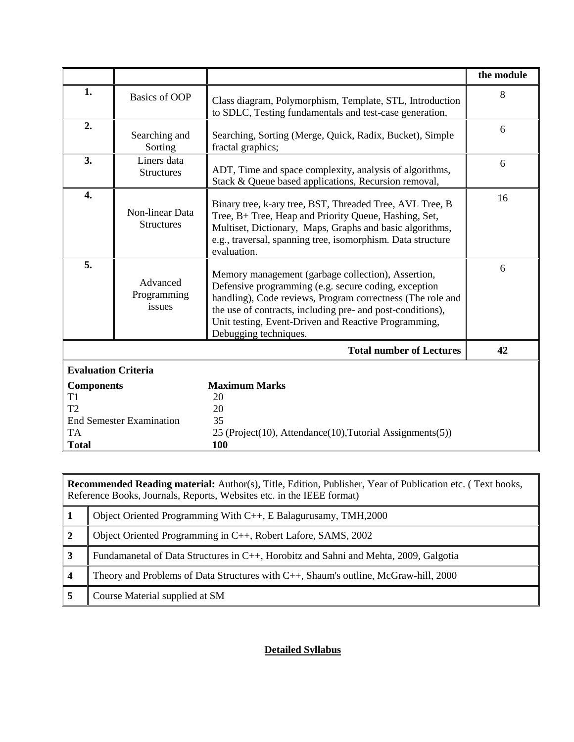| | | | the module |
|---|---|---|---|
| 1. | Basics of OOP | Class diagram, Polymorphism, Template, STL, Introduction to SDLC, Testing fundamentals and test-case generation, | 8 |
| 2. | Searching and Sorting | Searching, Sorting (Merge, Quick, Radix, Bucket), Simple fractal graphics; | 6 |
| 3. | Liners data Structures | ADT, Time and space complexity, analysis of algorithms, Stack & Queue based applications, Recursion removal, | 6 |
| 4. | Non-linear Data Structures | Binary tree, k-ary tree, BST, Threaded Tree, AVL Tree, B Tree, B+ Tree, Heap and Priority Queue, Hashing, Set, Multiset, Dictionary, Maps, Graphs and basic algorithms, e.g., traversal, spanning tree, isomorphism. Data structure evaluation. | 16 |
| 5. | Advanced Programming issues | Memory management (garbage collection), Assertion, Defensive programming (e.g. secure coding, exception handling), Code reviews, Program correctness (The role and the use of contracts, including pre- and post-conditions), Unit testing, Event-Driven and Reactive Programming, Debugging techniques. | 6 |
| | | **Total number of Lectures** | **42** |

**Evaluation Criteria**

| Components | Maximum Marks |
|---|---|
| T1 | 20 |
| T2 | 20 |
| End Semester Examination | 35 |
| TA | 25 (Project(10), Attendance(10),Tutorial Assignments(5)) |
| **Total** | **100** |

**Recommended Reading material:** Author(s), Title, Edition, Publisher, Year of Publication etc. ( Text books, Reference Books, Journals, Reports, Websites etc. in the IEEE format)

| | |
|---|---|
| 1 | Object Oriented Programming With C++, E Balagurusamy, TMH,2000 |
| 2 | Object Oriented Programming in C++, Robert Lafore, SAMS, 2002 |
| 3 | Fundamanetal of Data Structures in C++, Horobitz and Sahni and Mehta, 2009, Galgotia |
| 4 | Theory and Problems of Data Structures with C++, Shaum's outline, McGraw-hill, 2000 |
| 5 | Course Material supplied at SM |

**Detailed Syllabus**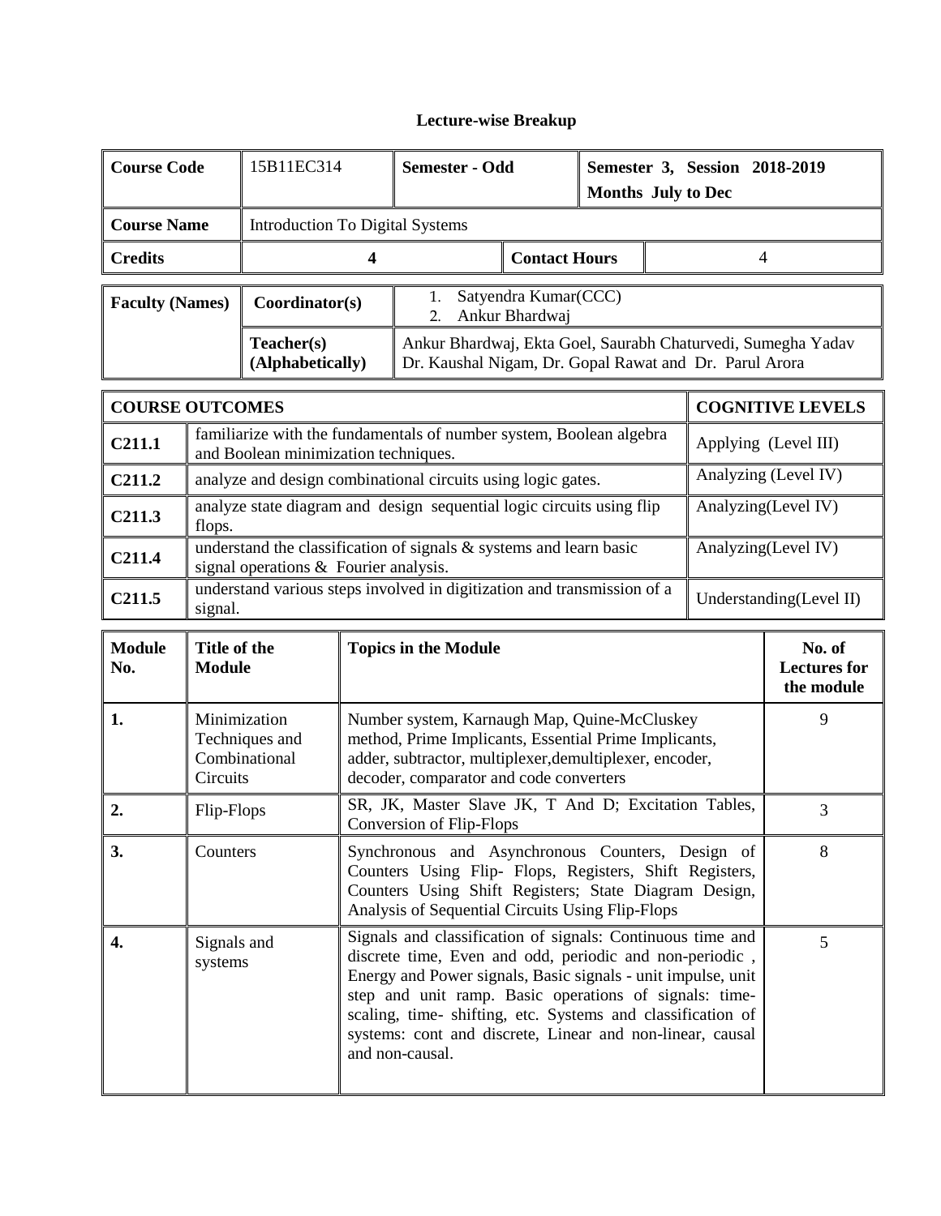# Lecture-wise Breakup

| Course Code | 15B11EC314 | Semester - Odd | | Semester 3, Session 2018-2019<br>Months July to Dec |
|---|---|---|---|---|
| Course Name | Introduction To Digital Systems | | | |
| Credits | 4 | Contact Hours | | 4 |

| Faculty (Names) | Coordinator(s) | 1. Satyendra Kumar(CCC)<br>2. Ankur Bhardwaj |
|---|---|---|
| | Teacher(s) (Alphabetically) | Ankur Bhardwaj, Ekta Goel, Saurabh Chaturvedi, Sumegha Yadav Dr. Kaushal Nigam, Dr. Gopal Rawat and Dr. Parul Arora |

| COURSE OUTCOMES | | COGNITIVE LEVELS |
|---|---|---|
| C211.1 | familiarize with the fundamentals of number system, Boolean algebra and Boolean minimization techniques. | Applying (Level III) |
| C211.2 | analyze and design combinational circuits using logic gates. | Analyzing (Level IV) |
| C211.3 | analyze state diagram and design sequential logic circuits using flip flops. | Analyzing(Level IV) |
| C211.4 | understand the classification of signals & systems and learn basic signal operations & Fourier analysis. | Analyzing(Level IV) |
| C211.5 | understand various steps involved in digitization and transmission of a signal. | Understanding(Level II) |

| Module No. | Title of the Module | Topics in the Module | No. of Lectures for the module |
|---|---|---|---|
| 1. | Minimization Techniques and Combinational Circuits | Number system, Karnaugh Map, Quine-McCluskey method, Prime Implicants, Essential Prime Implicants, adder, subtractor, multiplexer,demultiplexer, encoder, decoder, comparator and code converters | 9 |
| 2. | Flip-Flops | SR, JK, Master Slave JK, T And D; Excitation Tables, Conversion of Flip-Flops | 3 |
| 3. | Counters | Synchronous and Asynchronous Counters, Design of Counters Using Flip- Flops, Registers, Shift Registers, Counters Using Shift Registers; State Diagram Design, Analysis of Sequential Circuits Using Flip-Flops | 8 |
| 4. | Signals and systems | Signals and classification of signals: Continuous time and discrete time, Even and odd, periodic and non-periodic , Energy and Power signals, Basic signals - unit impulse, unit step and unit ramp. Basic operations of signals: time-scaling, time- shifting, etc. Systems and classification of systems: cont and discrete, Linear and non-linear, causal and non-causal. | 5 |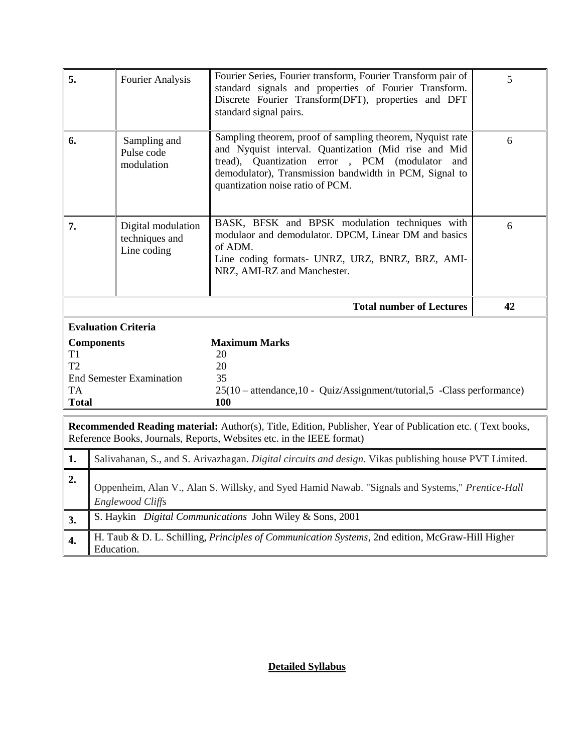| 5. | Fourier Analysis | Fourier Series, Fourier transform, Fourier Transform pair of standard signals and properties of Fourier Transform. Discrete Fourier Transform(DFT), properties and DFT standard signal pairs. | 5 |
|---|---|---|---|
| 6. | Sampling and Pulse code modulation | Sampling theorem, proof of sampling theorem, Nyquist rate and Nyquist interval. Quantization (Mid rise and Mid tread), Quantization error , PCM (modulator and demodulator), Transmission bandwidth in PCM, Signal to quantization noise ratio of PCM. | 6 |
| 7. | Digital modulation techniques and Line coding | BASK, BFSK and BPSK modulation techniques with modulaor and demodulator. DPCM, Linear DM and basics of ADM. Line coding formats- UNRZ, URZ, BNRZ, BRZ, AMI-NRZ, AMI-RZ and Manchester. | 6 |
| | | **Total number of Lectures** | **42** |

**Evaluation Criteria**

| **Components** | **Maximum Marks** |
|---|---|
| T1 | 20 |
| T2 | 20 |
| End Semester Examination | 35 |
| TA | 25(10 – attendance,10 - Quiz/Assignment/tutorial,5 -Class performance) |
| **Total** | **100** |

**Recommended Reading material:** Author(s), Title, Edition, Publisher, Year of Publication etc. ( Text books, Reference Books, Journals, Reports, Websites etc. in the IEEE format)

| | |
|---|---|
| **1.** | Salivahanan, S., and S. Arivazhagan. *Digital circuits and design*. Vikas publishing house PVT Limited. |
| **2.** | Oppenheim, Alan V., Alan S. Willsky, and Syed Hamid Nawab. "Signals and Systems," *Prentice-Hall Englewood Cliffs* |
| **3.** | S. Haykin *Digital Communications* John Wiley & Sons, 2001 |
| **4.** | H. Taub & D. L. Schilling, *Principles of Communication Systems*, 2nd edition, McGraw-Hill Higher Education. |

**Detailed Syllabus**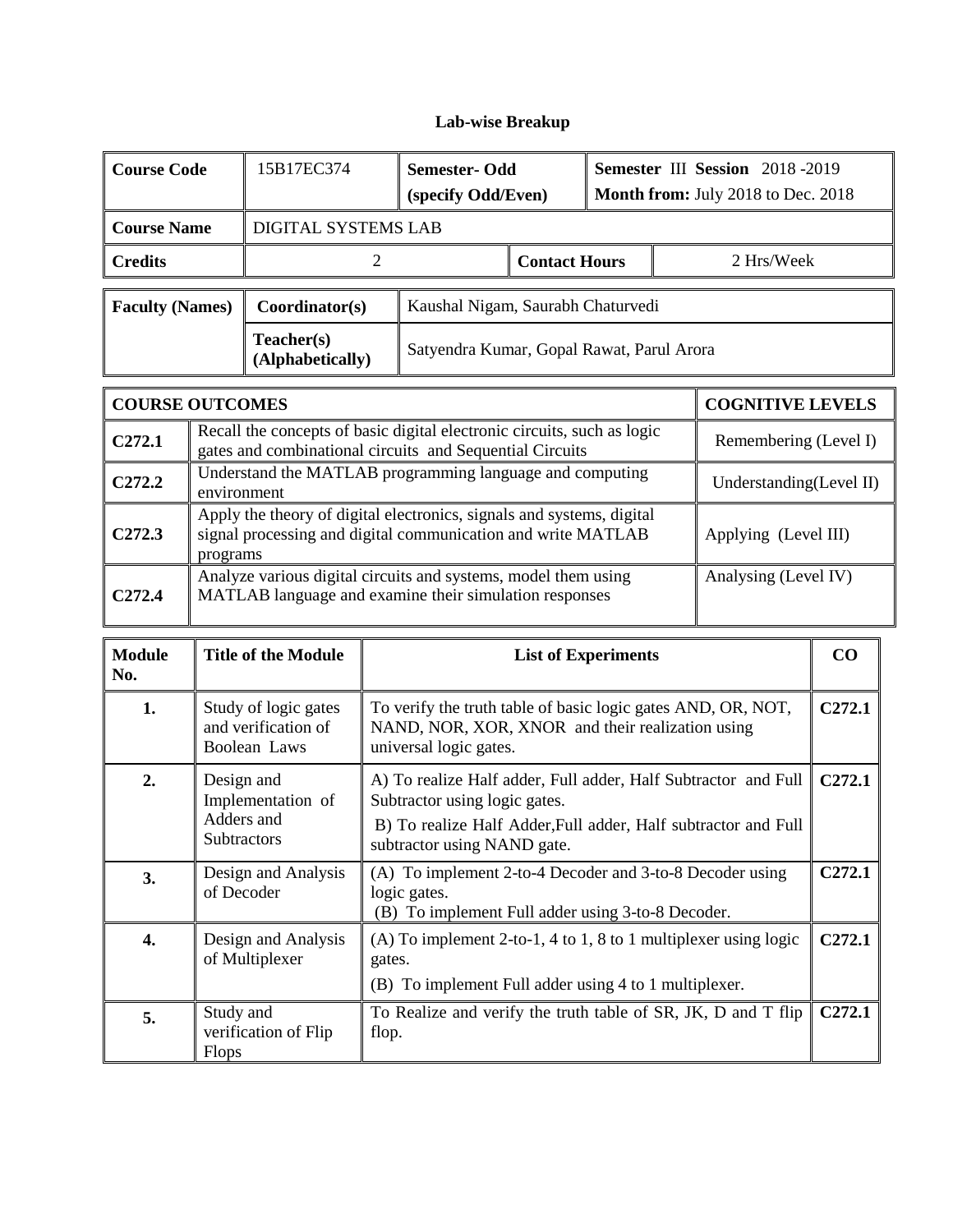## Lab-wise Breakup

| Course Code | 15B17EC374 | Semester- Odd (specify Odd/Even) | Semester III Session 2018 -2019 Month from: July 2018 to Dec. 2018 |
|---|---|---|---|
| Course Name | DIGITAL SYSTEMS LAB | | |
| Credits | 2 | Contact Hours | 2 Hrs/Week |

| Faculty (Names) | Coordinator(s) | Kaushal Nigam, Saurabh Chaturvedi |
|---|---|---|
| | Teacher(s) (Alphabetically) | Satyendra Kumar, Gopal Rawat, Parul Arora |

| COURSE OUTCOMES | | COGNITIVE LEVELS |
|---|---|---|
| C272.1 | Recall the concepts of basic digital electronic circuits, such as logic gates and combinational circuits and Sequential Circuits | Remembering (Level I) |
| C272.2 | Understand the MATLAB programming language and computing environment | Understanding(Level II) |
| C272.3 | Apply the theory of digital electronics, signals and systems, digital signal processing and digital communication and write MATLAB programs | Applying (Level III) |
| C272.4 | Analyze various digital circuits and systems, model them using MATLAB language and examine their simulation responses | Analysing (Level IV) |

| Module No. | Title of the Module | List of Experiments | CO |
|---|---|---|---|
| 1. | Study of logic gates and verification of Boolean Laws | To verify the truth table of basic logic gates AND, OR, NOT, NAND, NOR, XOR, XNOR and their realization using universal logic gates. | C272.1 |
| 2. | Design and Implementation of Adders and Subtractors | A) To realize Half adder, Full adder, Half Subtractor and Full Subtractor using logic gates. B) To realize Half Adder,Full adder, Half subtractor and Full subtractor using NAND gate. | C272.1 |
| 3. | Design and Analysis of Decoder | (A) To implement 2-to-4 Decoder and 3-to-8 Decoder using logic gates. (B) To implement Full adder using 3-to-8 Decoder. | C272.1 |
| 4. | Design and Analysis of Multiplexer | (A) To implement 2-to-1, 4 to 1, 8 to 1 multiplexer using logic gates. (B) To implement Full adder using 4 to 1 multiplexer. | C272.1 |
| 5. | Study and verification of Flip Flops | To Realize and verify the truth table of SR, JK, D and T flip flop. | C272.1 |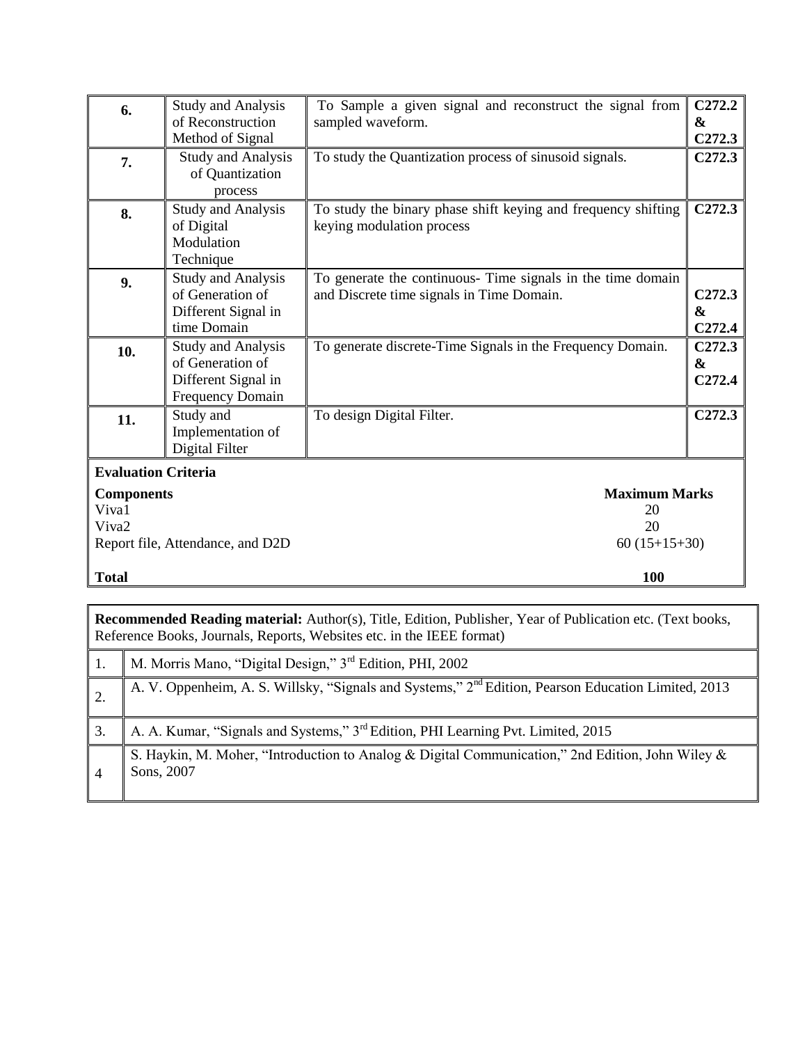| | | | |
|---|---|---|---|
| **6.** | Study and Analysis of Reconstruction Method of Signal | To Sample a given signal and reconstruct the signal from sampled waveform. | **C272.2 & C272.3** |
| **7.** | Study and Analysis of Quantization process | To study the Quantization process of sinusoid signals. | **C272.3** |
| **8.** | Study and Analysis of Digital Modulation Technique | To study the binary phase shift keying and frequency shifting keying modulation process | **C272.3** |
| **9.** | Study and Analysis of Generation of Different Signal in time Domain | To generate the continuous- Time signals in the time domain and Discrete time signals in Time Domain. | **C272.3 & C272.4** |
| **10.** | Study and Analysis of Generation of Different Signal in Frequency Domain | To generate discrete-Time Signals in the Frequency Domain. | **C272.3 & C272.4** |
| **11.** | Study and Implementation of Digital Filter | To design Digital Filter. | **C272.3** |

**Evaluation Criteria**

| **Components** | **Maximum Marks** |
|---|---|
| Viva1 | 20 |
| Viva2 | 20 |
| Report file, Attendance, and D2D | 60 (15+15+30) |
| **Total** | **100** |

| **Recommended Reading material:** Author(s), Title, Edition, Publisher, Year of Publication etc. (Text books, Reference Books, Journals, Reports, Websites etc. in the IEEE format) | |
|---|---|
| 1. | M. Morris Mano, "Digital Design," 3rd Edition, PHI, 2002 |
| 2. | A. V. Oppenheim, A. S. Willsky, "Signals and Systems," 2nd Edition, Pearson Education Limited, 2013 |
| 3. | A. A. Kumar, "Signals and Systems," 3rd Edition, PHI Learning Pvt. Limited, 2015 |
| 4 | S. Haykin, M. Moher, "Introduction to Analog & Digital Communication," 2nd Edition, John Wiley & Sons, 2007 |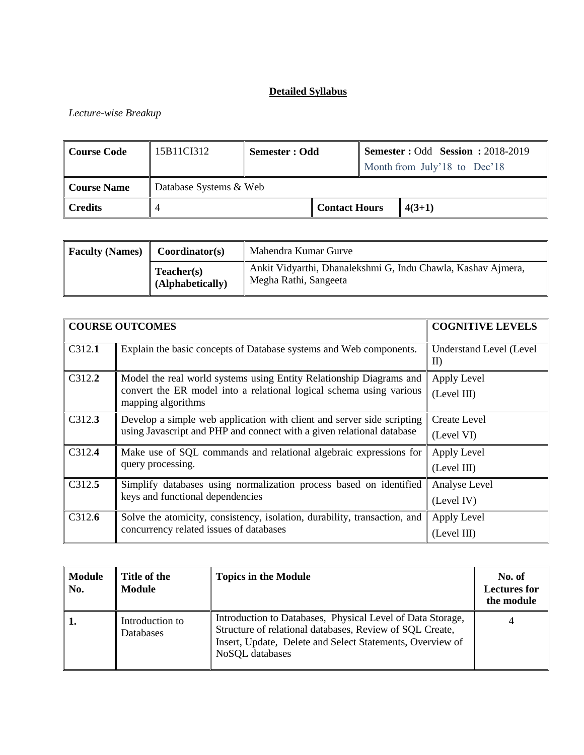## Detailed Syllabus

*Lecture-wise Breakup*

| Course Code | 15B11CI312 | Semester : Odd | | Semester : Odd Session : 2018-2019<br>Month from July'18 to Dec'18 |
|---|---|---|---|---|
| Course Name | Database Systems & Web | | | |
| Credits | 4 | | Contact Hours | 4(3+1) |

| Faculty (Names) | Coordinator(s) | Mahendra Kumar Gurve |
|---|---|---|
| | Teacher(s) (Alphabetically) | Ankit Vidyarthi, Dhanalekshmi G, Indu Chawla, Kashav Ajmera, Megha Rathi, Sangeeta |

| COURSE OUTCOMES | | COGNITIVE LEVELS |
|---|---|---|
| C312.1 | Explain the basic concepts of Database systems and Web components. | Understand Level (Level II) |
| C312.2 | Model the real world systems using Entity Relationship Diagrams and convert the ER model into a relational logical schema using various mapping algorithms | Apply Level (Level III) |
| C312.3 | Develop a simple web application with client and server side scripting using Javascript and PHP and connect with a given relational database | Create Level (Level VI) |
| C312.4 | Make use of SQL commands and relational algebraic expressions for query processing. | Apply Level (Level III) |
| C312.5 | Simplify databases using normalization process based on identified keys and functional dependencies | Analyse Level (Level IV) |
| C312.6 | Solve the atomicity, consistency, isolation, durability, transaction, and concurrency related issues of databases | Apply Level (Level III) |

| Module No. | Title of the Module | Topics in the Module | No. of Lectures for the module |
|---|---|---|---|
| 1. | Introduction to Databases | Introduction to Databases, Physical Level of Data Storage, Structure of relational databases, Review of SQL Create, Insert, Update, Delete and Select Statements, Overview of NoSQL databases | 4 |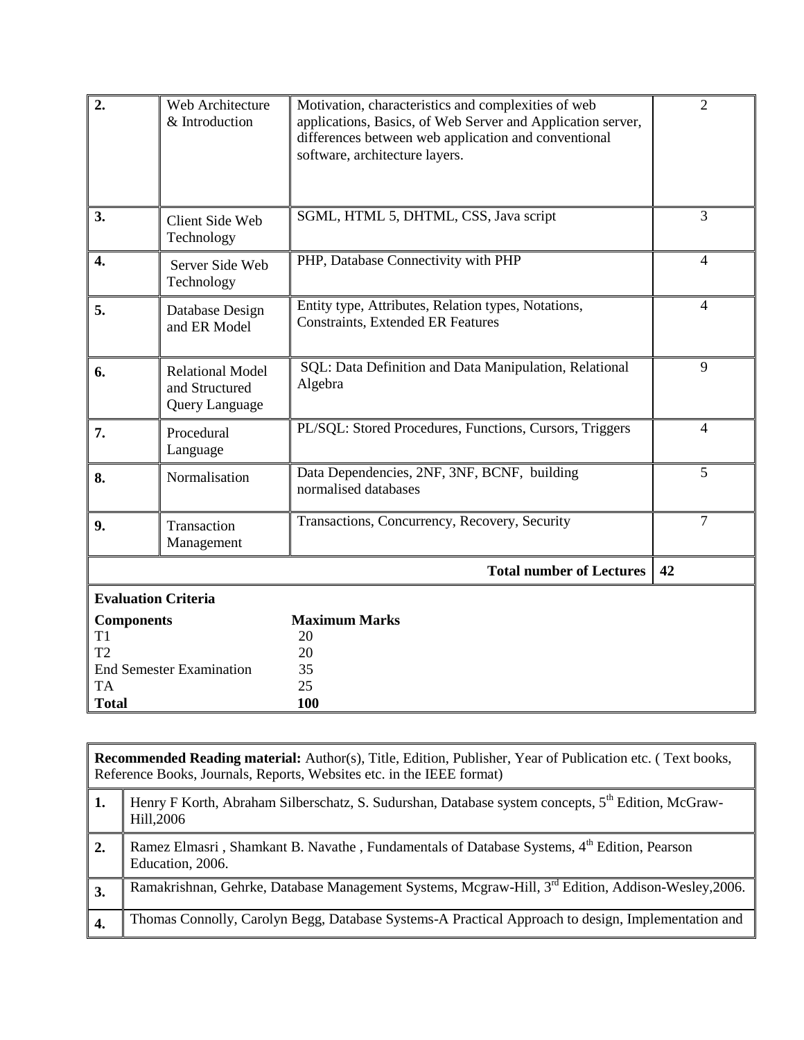| 2. | Web Architecture & Introduction | Motivation, characteristics and complexities of web applications, Basics, of Web Server and Application server, differences between web application and conventional software, architecture layers. | 2 |
|---|---|---|---|
| 3. | Client Side Web Technology | SGML, HTML 5, DHTML, CSS, Java script | 3 |
| 4. | Server Side Web Technology | PHP, Database Connectivity with PHP | 4 |
| 5. | Database Design and ER Model | Entity type, Attributes, Relation types, Notations, Constraints, Extended ER Features | 4 |
| 6. | Relational Model and Structured Query Language | SQL: Data Definition and Data Manipulation, Relational Algebra | 9 |
| 7. | Procedural Language | PL/SQL: Stored Procedures, Functions, Cursors, Triggers | 4 |
| 8. | Normalisation | Data Dependencies, 2NF, 3NF, BCNF, building normalised databases | 5 |
| 9. | Transaction Management | Transactions, Concurrency, Recovery, Security | 7 |
| | | **Total number of Lectures** | **42** |

**Evaluation Criteria**

| **Components** | **Maximum Marks** |
|---|---|
| T1 | 20 |
| T2 | 20 |
| End Semester Examination | 35 |
| TA | 25 |
| **Total** | **100** |

**Recommended Reading material:** Author(s), Title, Edition, Publisher, Year of Publication etc. ( Text books, Reference Books, Journals, Reports, Websites etc. in the IEEE format)

| | |
|---|---|
| **1.** | Henry F Korth, Abraham Silberschatz, S. Sudurshan, Database system concepts, 5th Edition, McGraw-Hill,2006 |
| **2.** | Ramez Elmasri , Shamkant B. Navathe , Fundamentals of Database Systems, 4th Edition, Pearson Education, 2006. |
| **3.** | Ramakrishnan, Gehrke, Database Management Systems, Mcgraw-Hill, 3rd Edition, Addison-Wesley,2006. |
| **4.** | Thomas Connolly, Carolyn Begg, Database Systems-A Practical Approach to design, Implementation and |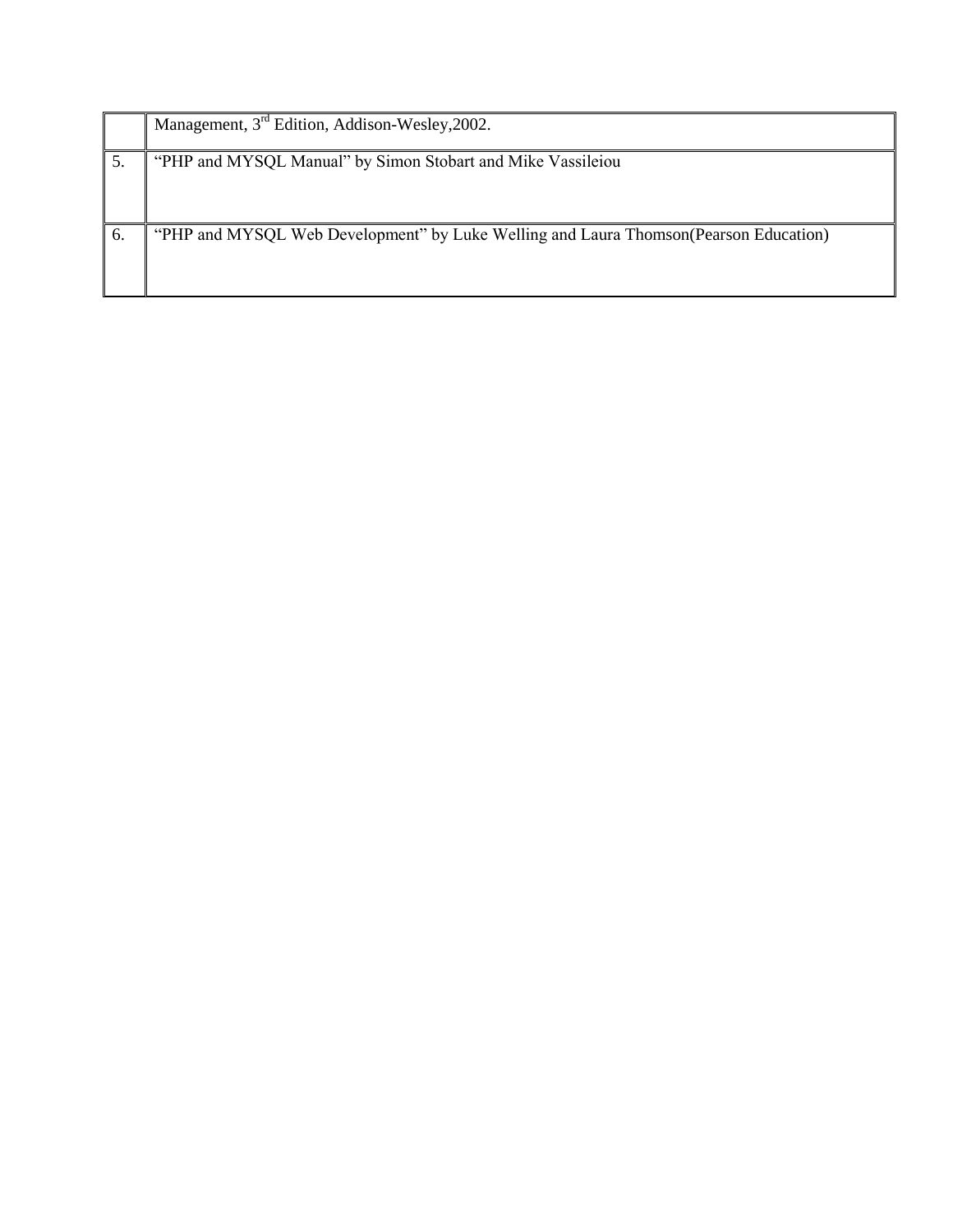| | |
|---|---|
| | Management, 3rd Edition, Addison-Wesley,2002. |
| 5. | "PHP and MYSQL Manual" by Simon Stobart and Mike Vassileiou |
| 6. | "PHP and MYSQL Web Development" by Luke Welling and Laura Thomson(Pearson Education) |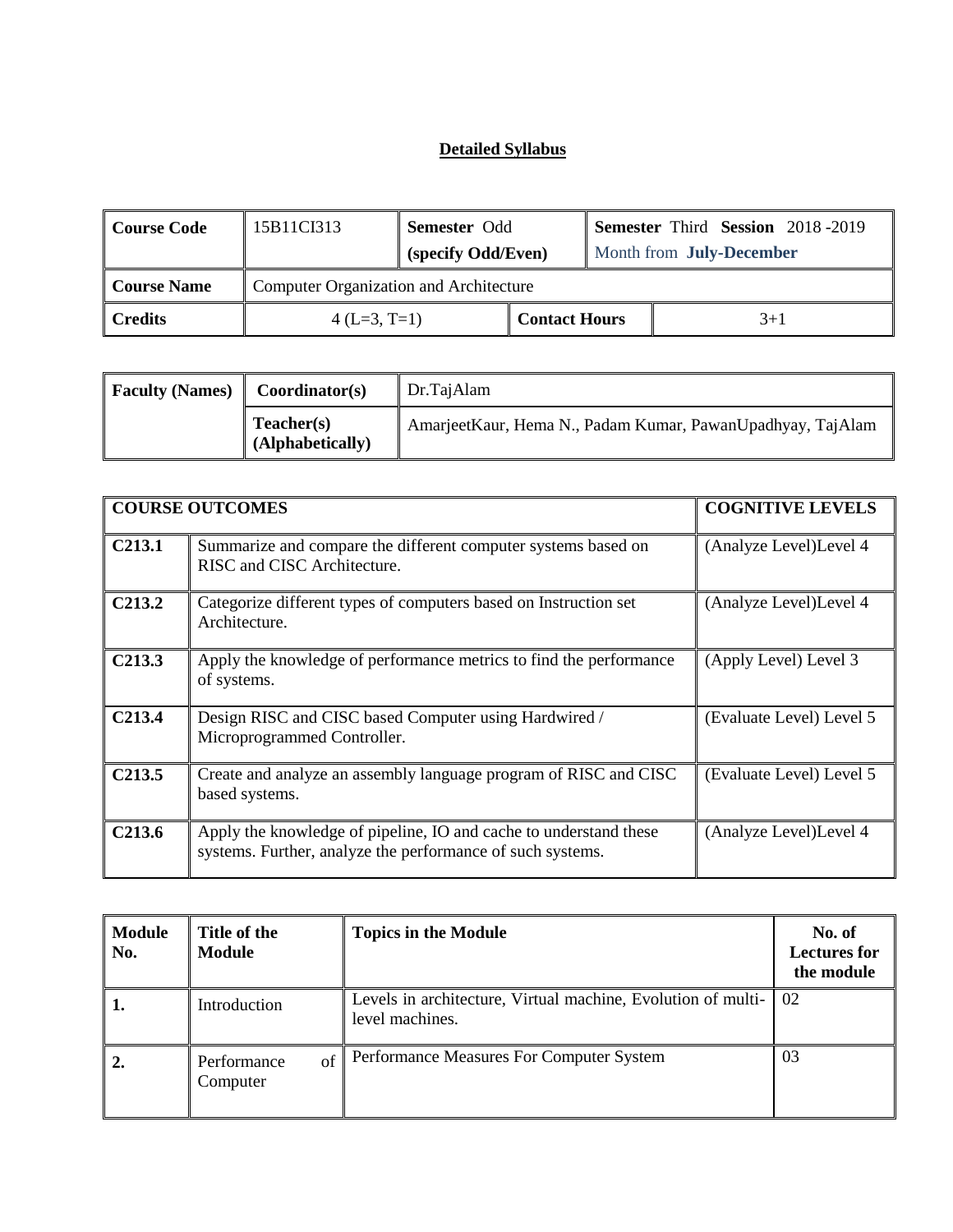## Detailed Syllabus

| Course Code | 15B11CI313 | Semester Odd (specify Odd/Even) | | Semester Third Session 2018 -2019 Month from July-December |
|---|---|---|---|---|
| Course Name | Computer Organization and Architecture | | | |
| Credits | 4 (L=3, T=1) | | Contact Hours | 3+1 |

| Faculty (Names) | Coordinator(s) | Dr.TajAlam |
|---|---|---|
| | Teacher(s) (Alphabetically) | AmarjeetKaur, Hema N., Padam Kumar, PawanUpadhyay, TajAlam |

| COURSE OUTCOMES | | COGNITIVE LEVELS |
|---|---|---|
| C213.1 | Summarize and compare the different computer systems based on RISC and CISC Architecture. | (Analyze Level)Level 4 |
| C213.2 | Categorize different types of computers based on Instruction set Architecture. | (Analyze Level)Level 4 |
| C213.3 | Apply the knowledge of performance metrics to find the performance of systems. | (Apply Level) Level 3 |
| C213.4 | Design RISC and CISC based Computer using Hardwired / Microprogrammed Controller. | (Evaluate Level) Level 5 |
| C213.5 | Create and analyze an assembly language program of RISC and CISC based systems. | (Evaluate Level) Level 5 |
| C213.6 | Apply the knowledge of pipeline, IO and cache to understand these systems. Further, analyze the performance of such systems. | (Analyze Level)Level 4 |

| Module No. | Title of the Module | Topics in the Module | No. of Lectures for the module |
|---|---|---|---|
| 1. | Introduction | Levels in architecture, Virtual machine, Evolution of multi-level machines. | 02 |
| 2. | Performance of Computer | Performance Measures For Computer System | 03 |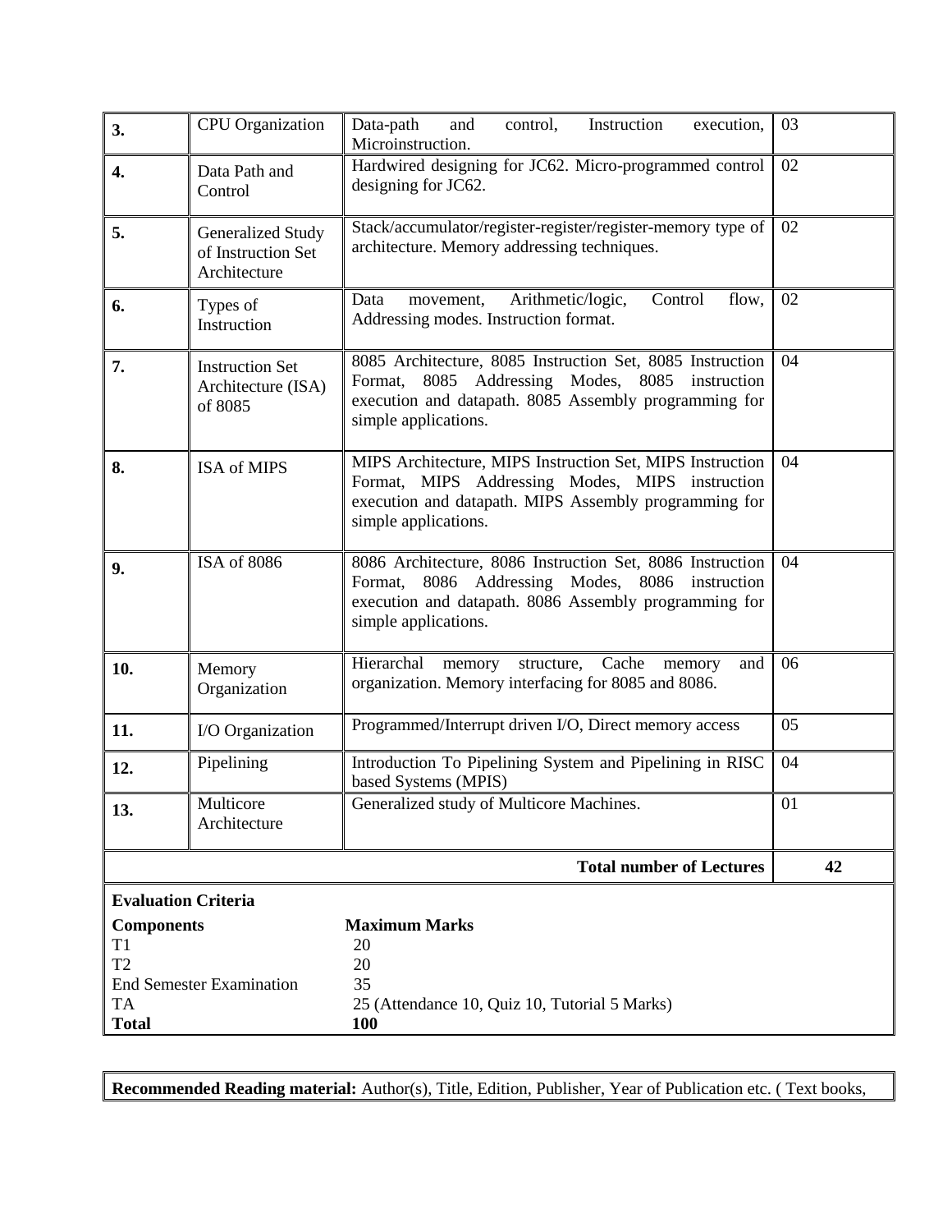| | | | |
|---|---|---|---|
| **3.** | CPU Organization | Data-path and control, Instruction execution, Microinstruction. | 03 |
| **4.** | Data Path and Control | Hardwired designing for JC62. Micro-programmed control designing for JC62. | 02 |
| **5.** | Generalized Study of Instruction Set Architecture | Stack/accumulator/register-register/register-memory type of architecture. Memory addressing techniques. | 02 |
| **6.** | Types of Instruction | Data movement, Arithmetic/logic, Control flow, Addressing modes. Instruction format. | 02 |
| **7.** | Instruction Set Architecture (ISA) of 8085 | 8085 Architecture, 8085 Instruction Set, 8085 Instruction Format, 8085 Addressing Modes, 8085 instruction execution and datapath. 8085 Assembly programming for simple applications. | 04 |
| **8.** | ISA of MIPS | MIPS Architecture, MIPS Instruction Set, MIPS Instruction Format, MIPS Addressing Modes, MIPS instruction execution and datapath. MIPS Assembly programming for simple applications. | 04 |
| **9.** | ISA of 8086 | 8086 Architecture, 8086 Instruction Set, 8086 Instruction Format, 8086 Addressing Modes, 8086 instruction execution and datapath. 8086 Assembly programming for simple applications. | 04 |
| **10.** | Memory Organization | Hierarchal memory structure, Cache memory and organization. Memory interfacing for 8085 and 8086. | 06 |
| **11.** | I/O Organization | Programmed/Interrupt driven I/O, Direct memory access | 05 |
| **12.** | Pipelining | Introduction To Pipelining System and Pipelining in RISC based Systems (MPIS) | 04 |
| **13.** | Multicore Architecture | Generalized study of Multicore Machines. | 01 |
| | | **Total number of Lectures** | **42** |

**Evaluation Criteria**

| **Components** | **Maximum Marks** |
|---|---|
| T1 | 20 |
| T2 | 20 |
| End Semester Examination | 35 |
| TA | 25 (Attendance 10, Quiz 10, Tutorial 5 Marks) |
| **Total** | **100** |

**Recommended Reading material:** Author(s), Title, Edition, Publisher, Year of Publication etc. ( Text books,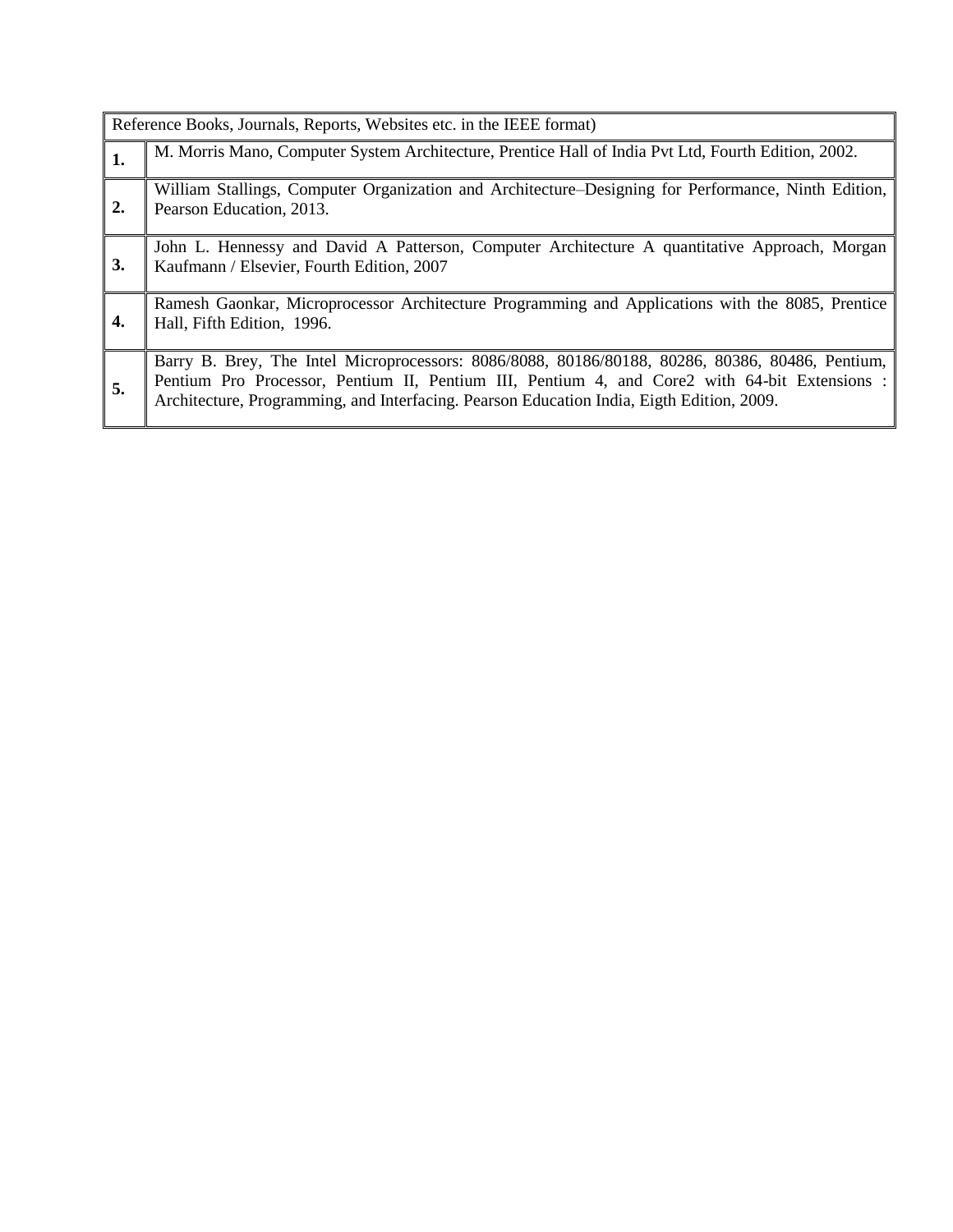| Reference Books, Journals, Reports, Websites etc. in the IEEE format) | |
|---|---|
| **1.** | M. Morris Mano, Computer System Architecture, Prentice Hall of India Pvt Ltd, Fourth Edition, 2002. |
| **2.** | William Stallings, Computer Organization and Architecture–Designing for Performance, Ninth Edition, Pearson Education, 2013. |
| **3.** | John L. Hennessy and David A Patterson, Computer Architecture A quantitative Approach, Morgan Kaufmann / Elsevier, Fourth Edition, 2007 |
| **4.** | Ramesh Gaonkar, Microprocessor Architecture Programming and Applications with the 8085, Prentice Hall, Fifth Edition, 1996. |
| **5.** | Barry B. Brey, The Intel Microprocessors: 8086/8088, 80186/80188, 80286, 80386, 80486, Pentium, Pentium Pro Processor, Pentium II, Pentium III, Pentium 4, and Core2 with 64-bit Extensions : Architecture, Programming, and Interfacing. Pearson Education India, Eigth Edition, 2009. |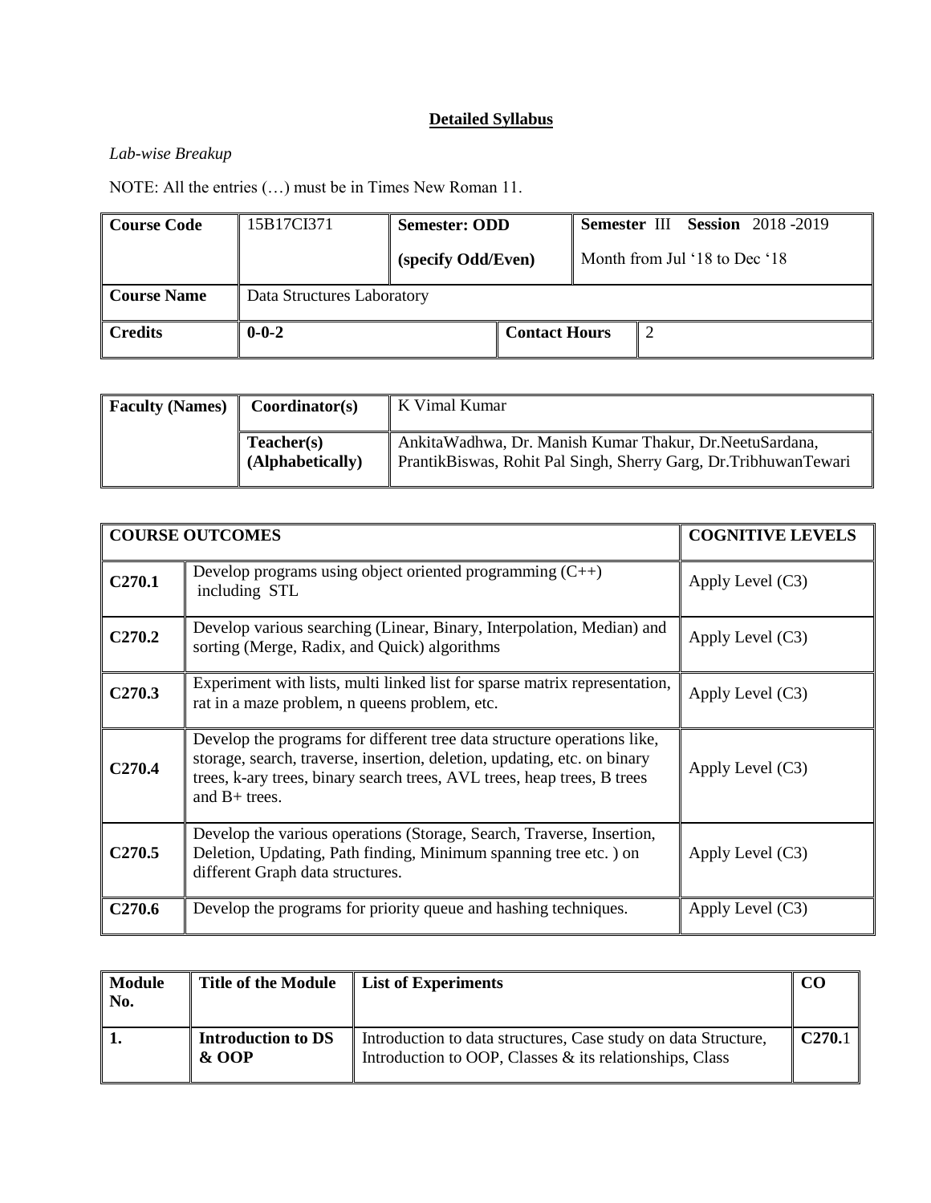# **Detailed Syllabus**

*Lab-wise Breakup*

NOTE: All the entries (…) must be in Times New Roman 11.

| **Course Code** | 15B17CI371 | **Semester: ODD**<br>**(specify Odd/Even)** | | **Semester** III **Session** 2018 -2019<br>Month from Jul '18 to Dec '18 |
|---|---|---|---|---|
| **Course Name** | Data Structures Laboratory | | | |
| **Credits** | **0-0-2** | **Contact Hours** | 2 | |

| **Faculty (Names)** | **Coordinator(s)** | K Vimal Kumar |
|---|---|---|
| | **Teacher(s) (Alphabetically)** | AnkitaWadhwa, Dr. Manish Kumar Thakur, Dr.NeetuSardana, PrantikBiswas, Rohit Pal Singh, Sherry Garg, Dr.TribhuwanTewari |

| **COURSE OUTCOMES** | | **COGNITIVE LEVELS** |
|---|---|---|
| **C270.1** | Develop programs using object oriented programming (C++) including STL | Apply Level (C3) |
| **C270.2** | Develop various searching (Linear, Binary, Interpolation, Median) and sorting (Merge, Radix, and Quick) algorithms | Apply Level (C3) |
| **C270.3** | Experiment with lists, multi linked list for sparse matrix representation, rat in a maze problem, n queens problem, etc. | Apply Level (C3) |
| **C270.4** | Develop the programs for different tree data structure operations like, storage, search, traverse, insertion, deletion, updating, etc. on binary trees, k-ary trees, binary search trees, AVL trees, heap trees, B trees and B+ trees. | Apply Level (C3) |
| **C270.5** | Develop the various operations (Storage, Search, Traverse, Insertion, Deletion, Updating, Path finding, Minimum spanning tree etc. ) on different Graph data structures. | Apply Level (C3) |
| **C270.6** | Develop the programs for priority queue and hashing techniques. | Apply Level (C3) |

| **Module No.** | **Title of the Module** | **List of Experiments** | **CO** |
|---|---|---|---|
| **1.** | **Introduction to DS & OOP** | Introduction to data structures, Case study on data Structure, Introduction to OOP, Classes & its relationships, Class | **C270.**1 |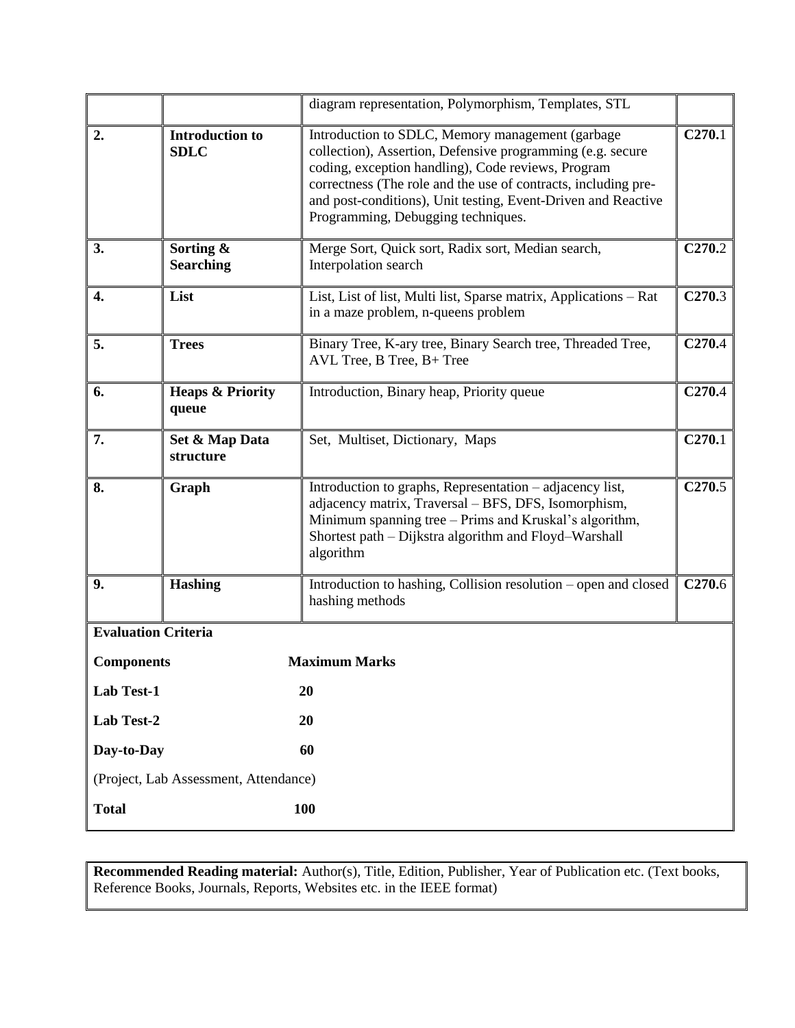|  |  | diagram representation, Polymorphism, Templates, STL |  |
|---|---|---|---|
| **2.** | **Introduction to SDLC** | Introduction to SDLC, Memory management (garbage collection), Assertion, Defensive programming (e.g. secure coding, exception handling), Code reviews, Program correctness (The role and the use of contracts, including pre- and post-conditions), Unit testing, Event-Driven and Reactive Programming, Debugging techniques. | **C270.**1 |
| **3.** | **Sorting & Searching** | Merge Sort, Quick sort, Radix sort, Median search, Interpolation search | **C270.**2 |
| **4.** | **List** | List, List of list, Multi list, Sparse matrix, Applications – Rat in a maze problem, n-queens problem | **C270.**3 |
| **5.** | **Trees** | Binary Tree, K-ary tree, Binary Search tree, Threaded Tree, AVL Tree, B Tree, B+ Tree | **C270.4** |
| **6.** | **Heaps & Priority queue** | Introduction, Binary heap, Priority queue | **C270.4** |
| **7.** | **Set & Map Data structure** | Set, Multiset, Dictionary, Maps | **C270.**1 |
| **8.** | **Graph** | Introduction to graphs, Representation – adjacency list, adjacency matrix, Traversal – BFS, DFS, Isomorphism, Minimum spanning tree – Prims and Kruskal's algorithm, Shortest path – Dijkstra algorithm and Floyd–Warshall algorithm | **C270.**5 |
| **9.** | **Hashing** | Introduction to hashing, Collision resolution – open and closed hashing methods | **C270.**6 |

**Evaluation Criteria**

| **Components** | **Maximum Marks** |
|---|---|
| **Lab Test-1** | **20** |
| **Lab Test-2** | **20** |
| **Day-to-Day** | **60** |
| (Project, Lab Assessment, Attendance) | |
| **Total** | **100** |

**Recommended Reading material:** Author(s), Title, Edition, Publisher, Year of Publication etc. (Text books, Reference Books, Journals, Reports, Websites etc. in the IEEE format)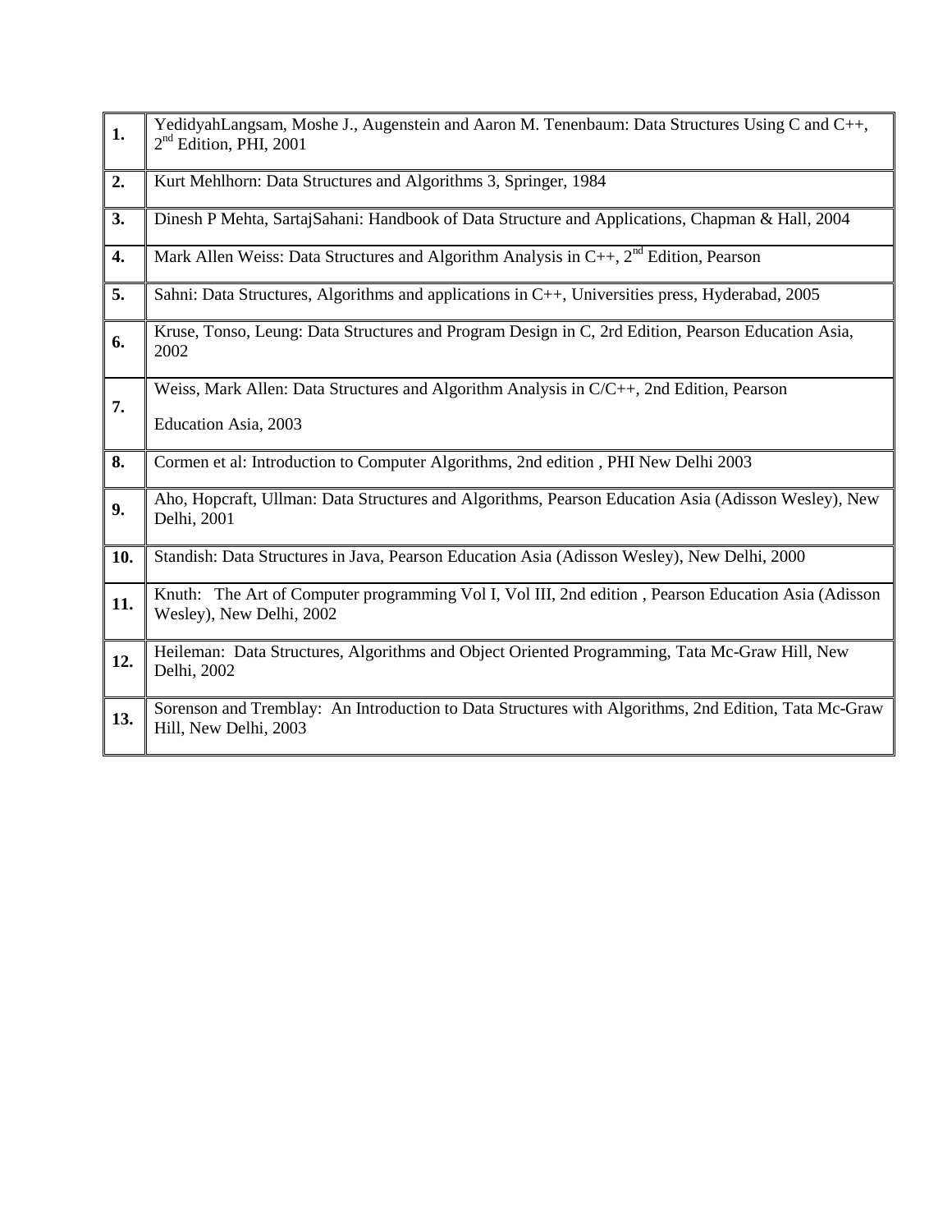| | |
|---|---|
| **1.** | YedidyahLangsam, Moshe J., Augenstein and Aaron M. Tenenbaum: Data Structures Using C and C++, 2nd Edition, PHI, 2001 |
| **2.** | Kurt Mehlhorn: Data Structures and Algorithms 3, Springer, 1984 |
| **3.** | Dinesh P Mehta, SartajSahani: Handbook of Data Structure and Applications, Chapman & Hall, 2004 |
| **4.** | Mark Allen Weiss: Data Structures and Algorithm Analysis in C++, 2nd Edition, Pearson |
| **5.** | Sahni: Data Structures, Algorithms and applications in C++, Universities press, Hyderabad, 2005 |
| **6.** | Kruse, Tonso, Leung: Data Structures and Program Design in C, 2rd Edition, Pearson Education Asia, 2002 |
| **7.** | Weiss, Mark Allen: Data Structures and Algorithm Analysis in C/C++, 2nd Edition, Pearson Education Asia, 2003 |
| **8.** | Cormen et al: Introduction to Computer Algorithms, 2nd edition , PHI New Delhi 2003 |
| **9.** | Aho, Hopcraft, Ullman: Data Structures and Algorithms, Pearson Education Asia (Adisson Wesley), New Delhi, 2001 |
| **10.** | Standish: Data Structures in Java, Pearson Education Asia (Adisson Wesley), New Delhi, 2000 |
| **11.** | Knuth: The Art of Computer programming Vol I, Vol III, 2nd edition , Pearson Education Asia (Adisson Wesley), New Delhi, 2002 |
| **12.** | Heileman: Data Structures, Algorithms and Object Oriented Programming, Tata Mc-Graw Hill, New Delhi, 2002 |
| **13.** | Sorenson and Tremblay: An Introduction to Data Structures with Algorithms, 2nd Edition, Tata Mc-Graw Hill, New Delhi, 2003 |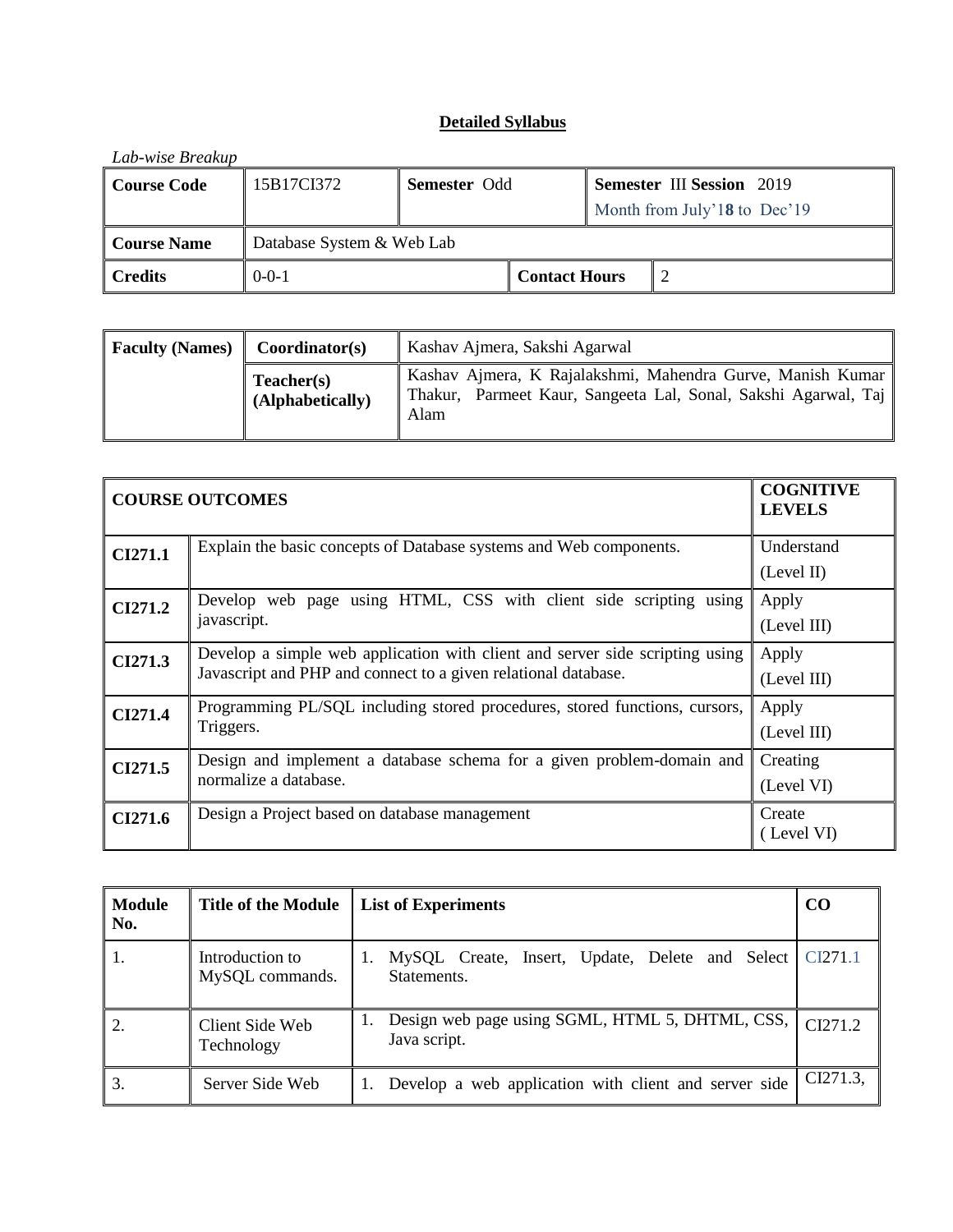## Detailed Syllabus

*Lab-wise Breakup*

| **Course Code** | 15B17CI372 | **Semester** Odd | | **Semester** III **Session** 2019<br>Month from July'1**8** to Dec'19 |
|---|---|---|---|---|
| **Course Name** | Database System & Web Lab | | | |
| **Credits** | 0-0-1 | | **Contact Hours** | 2 |

| **Faculty (Names)** | **Coordinator(s)** | Kashav Ajmera, Sakshi Agarwal |
|---|---|---|
| | **Teacher(s) (Alphabetically)** | Kashav Ajmera, K Rajalakshmi, Mahendra Gurve, Manish Kumar Thakur, Parmeet Kaur, Sangeeta Lal, Sonal, Sakshi Agarwal, Taj Alam |

| **COURSE OUTCOMES** | | **COGNITIVE LEVELS** |
|---|---|---|
| **CI271.1** | Explain the basic concepts of Database systems and Web components. | Understand (Level II) |
| **CI271.2** | Develop web page using HTML, CSS with client side scripting using javascript. | Apply (Level III) |
| **CI271.3** | Develop a simple web application with client and server side scripting using Javascript and PHP and connect to a given relational database. | Apply (Level III) |
| **CI271.4** | Programming PL/SQL including stored procedures, stored functions, cursors, Triggers. | Apply (Level III) |
| **CI271.5** | Design and implement a database schema for a given problem-domain and normalize a database. | Creating (Level VI) |
| **CI271.6** | Design a Project based on database management | Create ( Level VI) |

| **Module No.** | **Title of the Module** | **List of Experiments** | **CO** |
|---|---|---|---|
| 1. | Introduction to MySQL commands. | 1. MySQL Create, Insert, Update, Delete and Select Statements. | CI271.1 |
| 2. | Client Side Web Technology | 1. Design web page using SGML, HTML 5, DHTML, CSS, Java script. | CI271.2 |
| 3. | Server Side Web | 1. Develop a web application with client and server side | CI271.3, |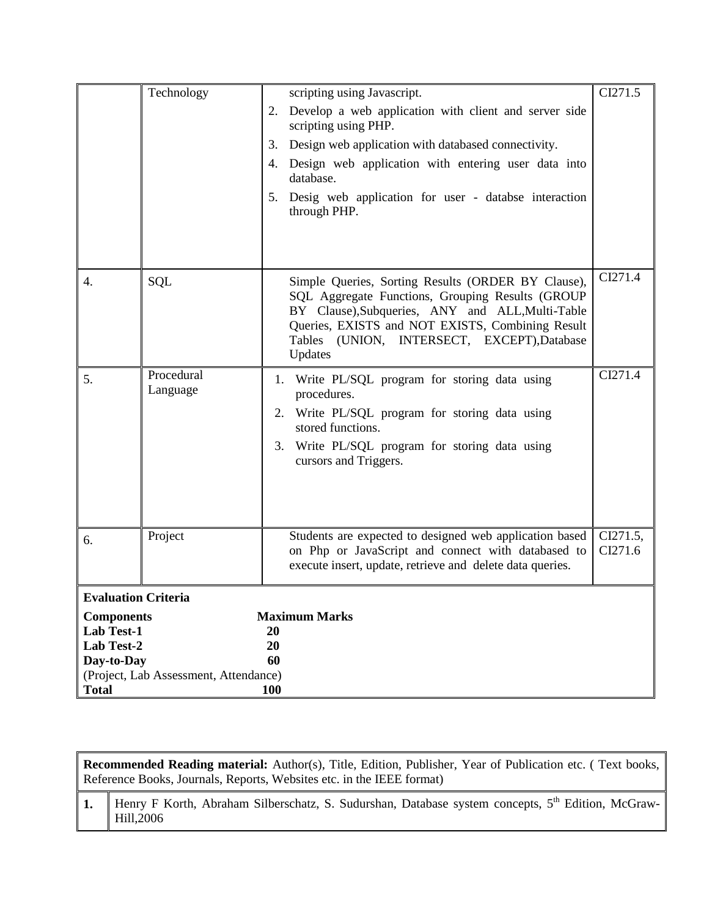| | Technology | scripting using Javascript.<br>2. Develop a web application with client and server side scripting using PHP.<br>3. Design web application with databased connectivity.<br>4. Design web application with entering user data into database.<br>5. Desig web application for user - databse interaction through PHP. | CI271.5 |
|---|---|---|---|
| 4. | SQL | Simple Queries, Sorting Results (ORDER BY Clause), SQL Aggregate Functions, Grouping Results (GROUP BY Clause),Subqueries, ANY and ALL,Multi-Table Queries, EXISTS and NOT EXISTS, Combining Result Tables (UNION, INTERSECT, EXCEPT),Database Updates | CI271.4 |
| 5. | Procedural Language | 1. Write PL/SQL program for storing data using procedures.<br>2. Write PL/SQL program for storing data using stored functions.<br>3. Write PL/SQL program for storing data using cursors and Triggers. | CI271.4 |
| 6. | Project | Students are expected to designed web application based on Php or JavaScript and connect with databased to execute insert, update, retrieve and delete data queries. | CI271.5, CI271.6 |

**Evaluation Criteria**

| Components | Maximum Marks |
|---|---|
| **Lab Test-1** | **20** |
| **Lab Test-2** | **20** |
| **Day-to-Day** (Project, Lab Assessment, Attendance) | **60** |
| **Total** | **100** |

**Recommended Reading material:** Author(s), Title, Edition, Publisher, Year of Publication etc. ( Text books, Reference Books, Journals, Reports, Websites etc. in the IEEE format)

| | |
|---|---|
| **1.** | Henry F Korth, Abraham Silberschatz, S. Sudurshan, Database system concepts, 5th Edition, McGraw-Hill,2006 |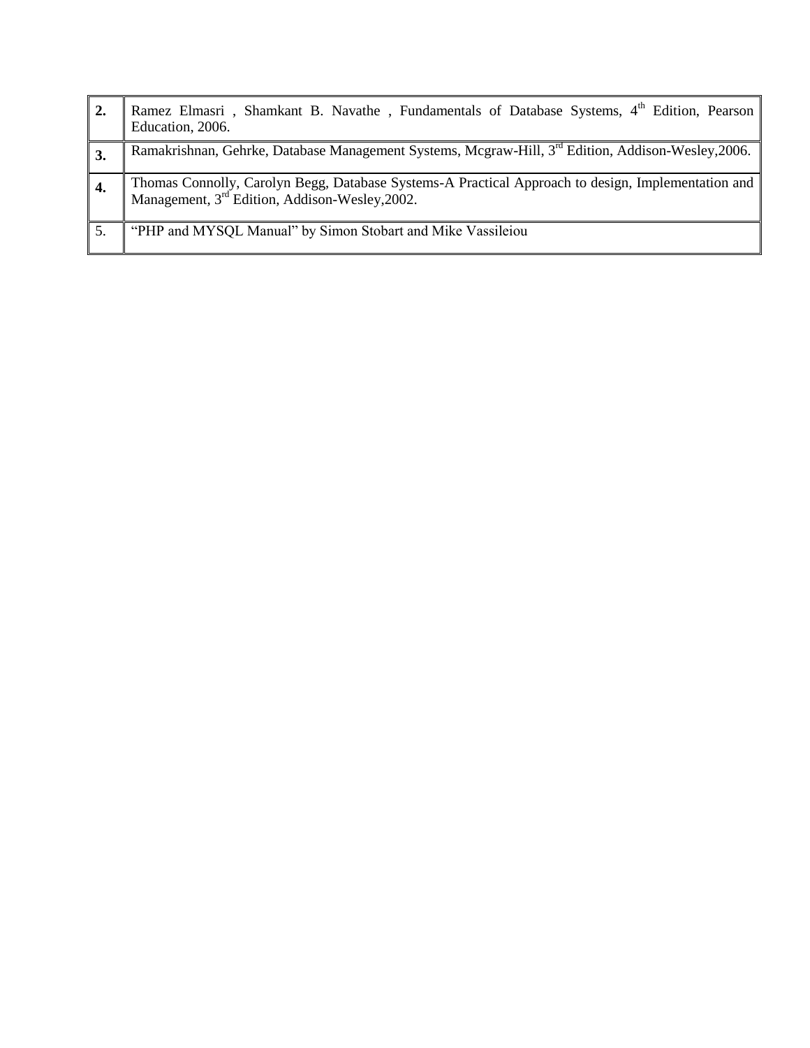| | |
|---|---|
| **2.** | Ramez Elmasri , Shamkant B. Navathe , Fundamentals of Database Systems, 4th Edition, Pearson Education, 2006. |
| **3.** | Ramakrishnan, Gehrke, Database Management Systems, Mcgraw-Hill, 3rd Edition, Addison-Wesley,2006. |
| **4.** | Thomas Connolly, Carolyn Begg, Database Systems-A Practical Approach to design, Implementation and Management, 3rd Edition, Addison-Wesley,2002. |
| 5. | “PHP and MYSQL Manual” by Simon Stobart and Mike Vassileiou |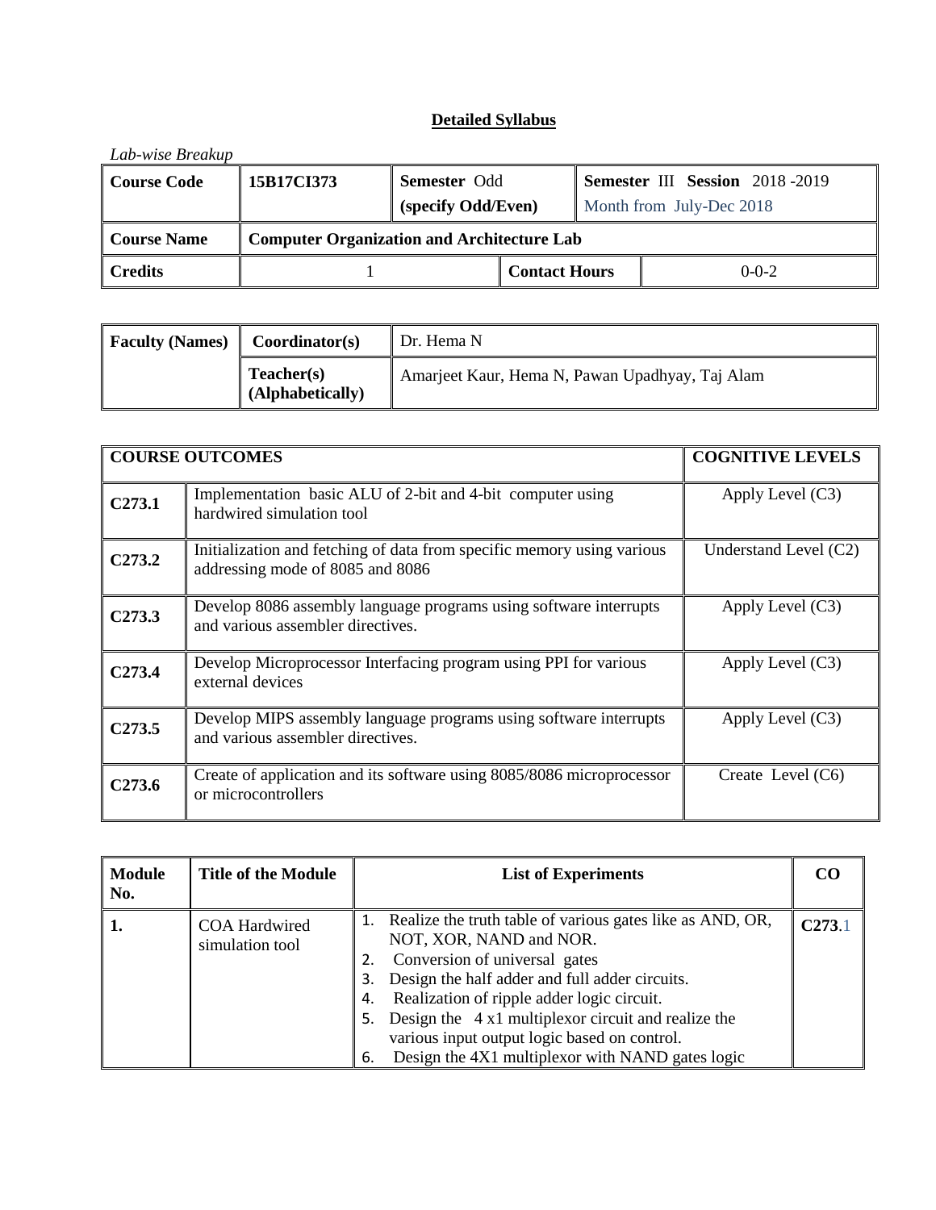## Detailed Syllabus

*Lab-wise Breakup*

| Course Code | 15B17CI373 | Semester Odd (specify Odd/Even) | | Semester III Session 2018 -2019 Month from July-Dec 2018 |
|---|---|---|---|---|
| **Course Name** | **Computer Organization and Architecture Lab** | | | |
| **Credits** | 1 | | **Contact Hours** | 0-0-2 |

| Faculty (Names) | Coordinator(s) | Dr. Hema N |
|---|---|---|
| | **Teacher(s) (Alphabetically)** | Amarjeet Kaur, Hema N, Pawan Upadhyay, Taj Alam |

| COURSE OUTCOMES | | COGNITIVE LEVELS |
|---|---|---|
| **C273.1** | Implementation basic ALU of 2-bit and 4-bit computer using hardwired simulation tool | Apply Level (C3) |
| **C273.2** | Initialization and fetching of data from specific memory using various addressing mode of 8085 and 8086 | Understand Level (C2) |
| **C273.3** | Develop 8086 assembly language programs using software interrupts and various assembler directives. | Apply Level (C3) |
| **C273.4** | Develop Microprocessor Interfacing program using PPI for various external devices | Apply Level (C3) |
| **C273.5** | Develop MIPS assembly language programs using software interrupts and various assembler directives. | Apply Level (C3) |
| **C273.6** | Create of application and its software using 8085/8086 microprocessor or microcontrollers | Create Level (C6) |

| Module No. | Title of the Module | List of Experiments | CO |
|---|---|---|---|
| **1.** | COA Hardwired simulation tool | 1. Realize the truth table of various gates like as AND, OR, NOT, XOR, NAND and NOR.<br>2. Conversion of universal gates<br>3. Design the half adder and full adder circuits.<br>4. Realization of ripple adder logic circuit.<br>5. Design the 4 x1 multiplexor circuit and realize the various input output logic based on control.<br>6. Design the 4X1 multiplexor with NAND gates logic | **C273.1** |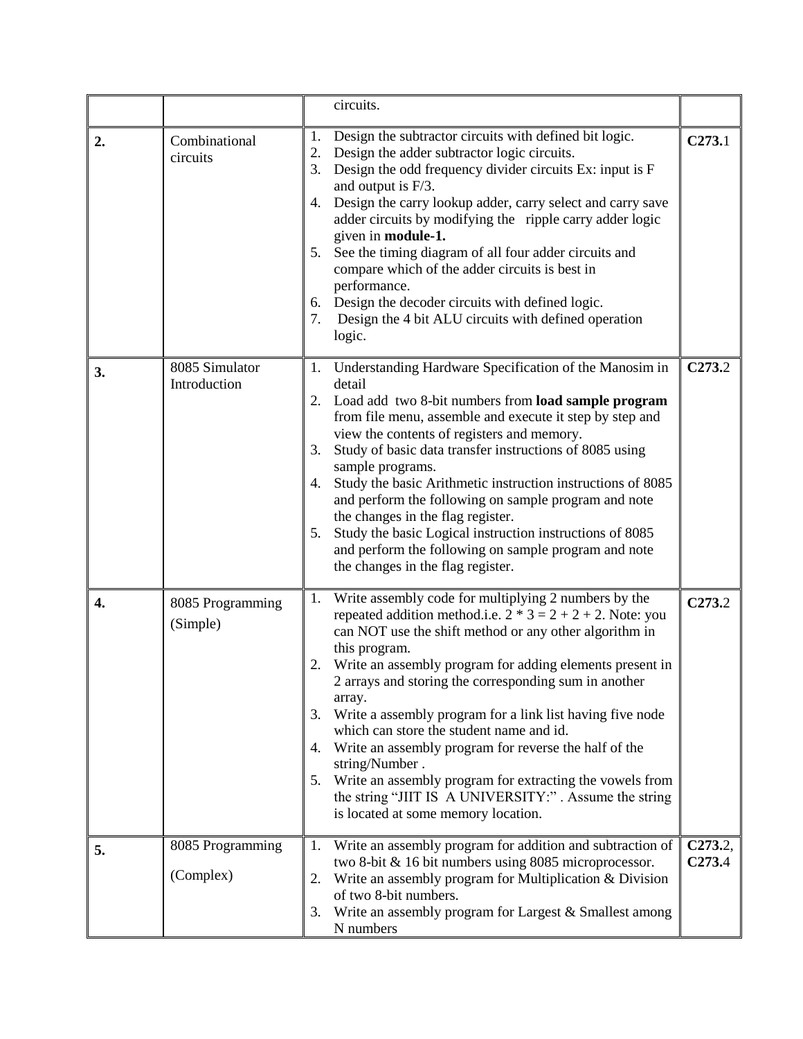| | | | |
|---|---|---|---|
| | | circuits. | |
| **2.** | Combinational circuits | 1. Design the subtractor circuits with defined bit logic.<br>2. Design the adder subtractor logic circuits.<br>3. Design the odd frequency divider circuits Ex: input is F and output is F/3.<br>4. Design the carry lookup adder, carry select and carry save adder circuits by modifying the ripple carry adder logic given in **module-1.**<br>5. See the timing diagram of all four adder circuits and compare which of the adder circuits is best in performance.<br>6. Design the decoder circuits with defined logic.<br>7. Design the 4 bit ALU circuits with defined operation logic. | **C273.**1 |
| **3.** | 8085 Simulator Introduction | 1. Understanding Hardware Specification of the Manosim in detail<br>2. Load add two 8-bit numbers from **load sample program** from file menu, assemble and execute it step by step and view the contents of registers and memory.<br>3. Study of basic data transfer instructions of 8085 using sample programs.<br>4. Study the basic Arithmetic instruction instructions of 8085 and perform the following on sample program and note the changes in the flag register.<br>5. Study the basic Logical instruction instructions of 8085 and perform the following on sample program and note the changes in the flag register. | **C273.**2 |
| **4.** | 8085 Programming (Simple) | 1. Write assembly code for multiplying 2 numbers by the repeated addition method.i.e. 2 * 3 = 2 + 2 + 2. Note: you can NOT use the shift method or any other algorithm in this program.<br>2. Write an assembly program for adding elements present in 2 arrays and storing the corresponding sum in another array.<br>3. Write a assembly program for a link list having five node which can store the student name and id.<br>4. Write an assembly program for reverse the half of the string/Number .<br>5. Write an assembly program for extracting the vowels from the string "JIIT IS A UNIVERSITY:" . Assume the string is located at some memory location. | **C273.**2 |
| **5.** | 8085 Programming (Complex) | 1. Write an assembly program for addition and subtraction of two 8-bit & 16 bit numbers using 8085 microprocessor.<br>2. Write an assembly program for Multiplication & Division of two 8-bit numbers.<br>3. Write an assembly program for Largest & Smallest among N numbers | **C273.**2, **C273.4** |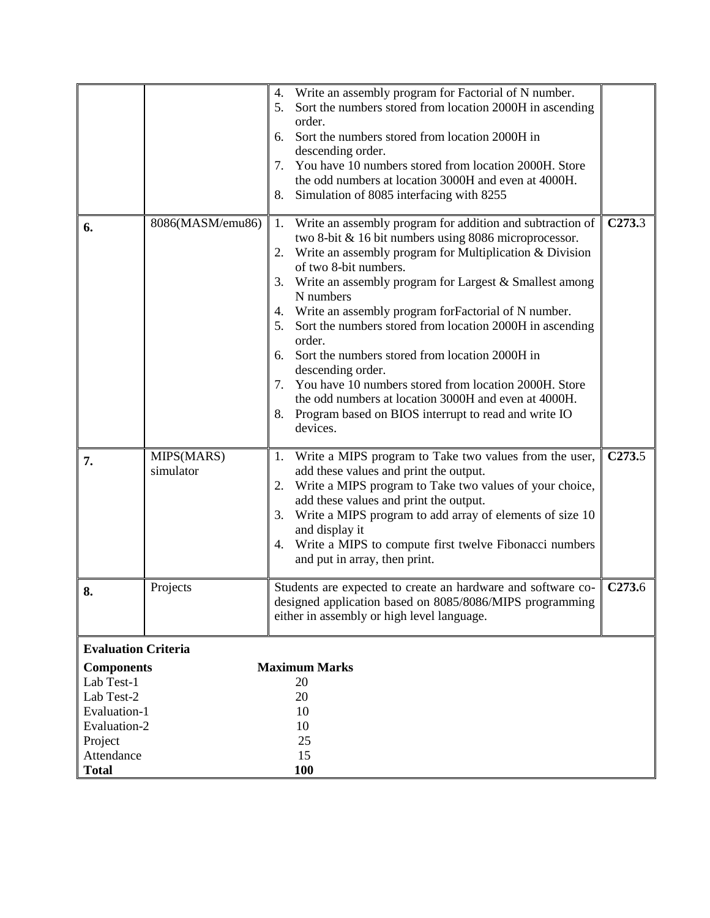| | | | |
|---|---|---|---|
| | | 4. Write an assembly program for Factorial of N number.<br>5. Sort the numbers stored from location 2000H in ascending order.<br>6. Sort the numbers stored from location 2000H in descending order.<br>7. You have 10 numbers stored from location 2000H. Store the odd numbers at location 3000H and even at 4000H.<br>8. Simulation of 8085 interfacing with 8255 | |
| **6.** | 8086(MASM/emu86) | 1. Write an assembly program for addition and subtraction of two 8-bit & 16 bit numbers using 8086 microprocessor.<br>2. Write an assembly program for Multiplication & Division of two 8-bit numbers.<br>3. Write an assembly program for Largest & Smallest among N numbers<br>4. Write an assembly program forFactorial of N number.<br>5. Sort the numbers stored from location 2000H in ascending order.<br>6. Sort the numbers stored from location 2000H in descending order.<br>7. You have 10 numbers stored from location 2000H. Store the odd numbers at location 3000H and even at 4000H.<br>8. Program based on BIOS interrupt to read and write IO devices. | **C273.**3 |
| **7.** | MIPS(MARS) simulator | 1. Write a MIPS program to Take two values from the user, add these values and print the output.<br>2. Write a MIPS program to Take two values of your choice, add these values and print the output.<br>3. Write a MIPS program to add array of elements of size 10 and display it<br>4. Write a MIPS to compute first twelve Fibonacci numbers and put in array, then print. | **C273.**5 |
| **8.** | Projects | Students are expected to create an hardware and software co-designed application based on 8085/8086/MIPS programming either in assembly or high level language. | **C273.**6 |

**Evaluation Criteria**

| **Components** | **Maximum Marks** |
|---|---|
| Lab Test-1 | 20 |
| Lab Test-2 | 20 |
| Evaluation-1 | 10 |
| Evaluation-2 | 10 |
| Project | 25 |
| Attendance | 15 |
| **Total** | **100** |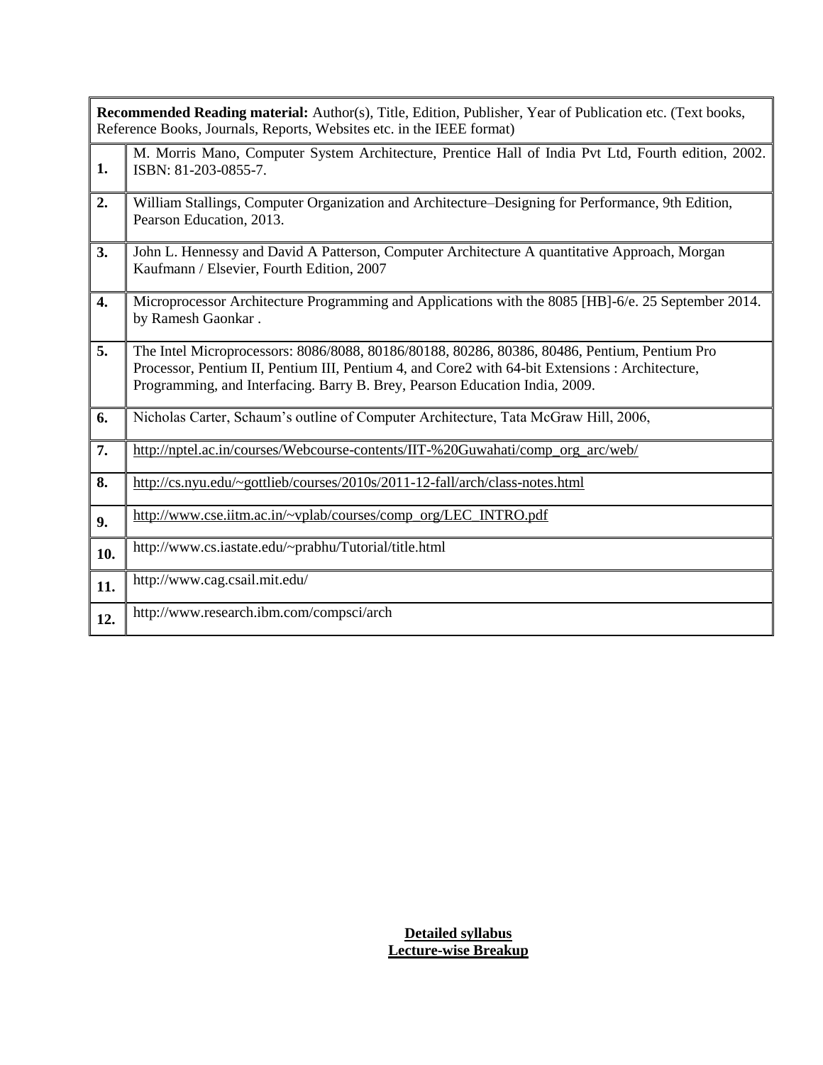| **Recommended Reading material:** Author(s), Title, Edition, Publisher, Year of Publication etc. (Text books, Reference Books, Journals, Reports, Websites etc. in the IEEE format) | |
|---|---|
| **1.** | M. Morris Mano, Computer System Architecture, Prentice Hall of India Pvt Ltd, Fourth edition, 2002. ISBN: 81-203-0855-7. |
| **2.** | William Stallings, Computer Organization and Architecture–Designing for Performance, 9th Edition, Pearson Education, 2013. |
| **3.** | John L. Hennessy and David A Patterson, Computer Architecture A quantitative Approach, Morgan Kaufmann / Elsevier, Fourth Edition, 2007 |
| **4.** | Microprocessor Architecture Programming and Applications with the 8085 [HB]-6/e. 25 September 2014. by Ramesh Gaonkar . |
| **5.** | The Intel Microprocessors: 8086/8088, 80186/80188, 80286, 80386, 80486, Pentium, Pentium Pro Processor, Pentium II, Pentium III, Pentium 4, and Core2 with 64-bit Extensions : Architecture, Programming, and Interfacing. Barry B. Brey, Pearson Education India, 2009. |
| **6.** | Nicholas Carter, Schaum's outline of Computer Architecture, Tata McGraw Hill, 2006, |
| **7.** | http://nptel.ac.in/courses/Webcourse-contents/IIT-%20Guwahati/comp_org_arc/web/ |
| **8.** | http://cs.nyu.edu/~gottlieb/courses/2010s/2011-12-fall/arch/class-notes.html |
| **9.** | http://www.cse.iitm.ac.in/~vplab/courses/comp_org/LEC_INTRO.pdf |
| **10.** | http://www.cs.iastate.edu/~prabhu/Tutorial/title.html |
| **11.** | http://www.cag.csail.mit.edu/ |
| **12.** | http://www.research.ibm.com/compsci/arch |

**Detailed syllabus**
**Lecture-wise Breakup**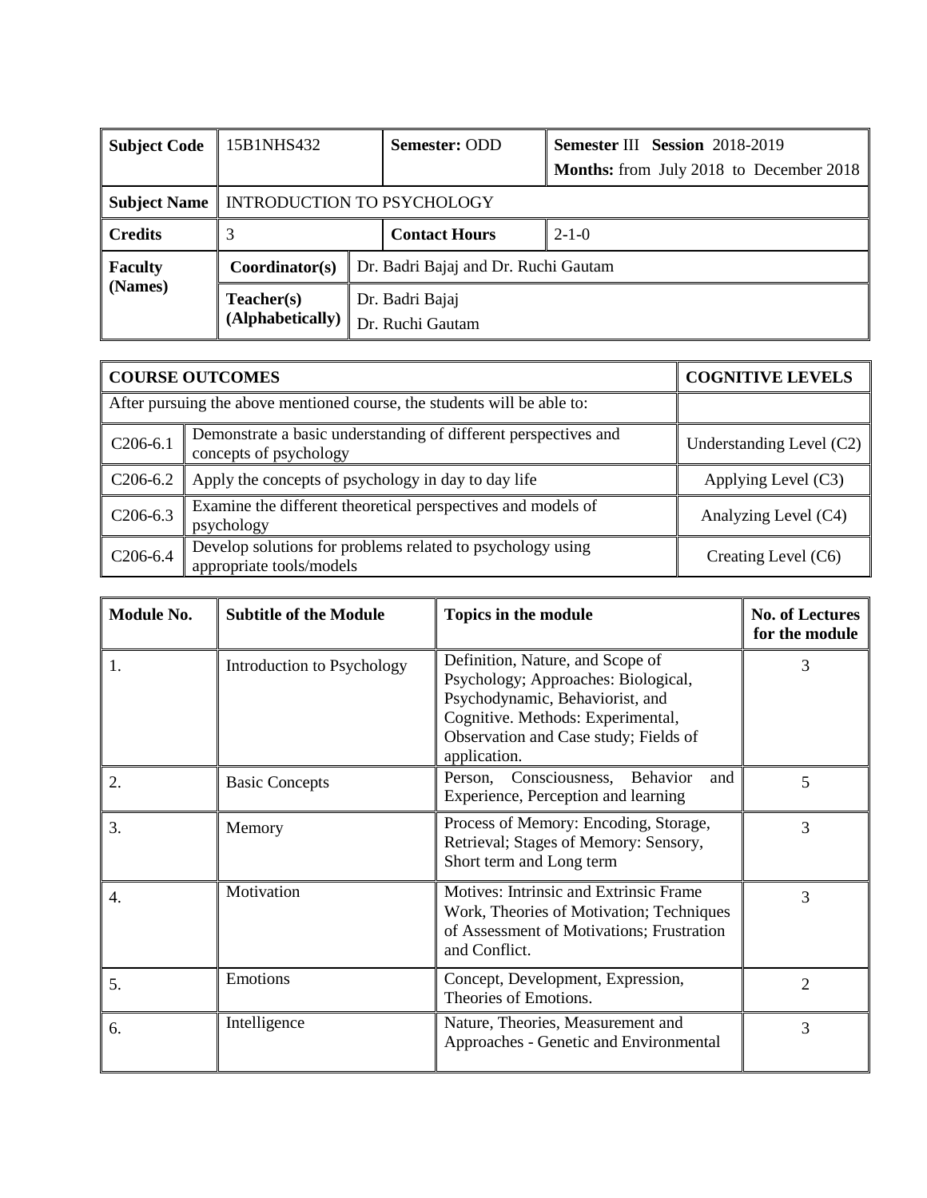| Subject Code | 15B1NHS432 | | Semester: ODD | Semester III Session 2018-2019<br>Months: from July 2018 to December 2018 |
|---|---|---|---|---|
| Subject Name | INTRODUCTION TO PSYCHOLOGY | | | |
| Credits | 3 | | Contact Hours | 2-1-0 |
| Faculty (Names) | Coordinator(s) | Dr. Badri Bajaj and Dr. Ruchi Gautam | | |
| | Teacher(s) (Alphabetically) | Dr. Badri Bajaj<br>Dr. Ruchi Gautam | | |

| COURSE OUTCOMES | | COGNITIVE LEVELS |
|---|---|---|
| After pursuing the above mentioned course, the students will be able to: | | |
| C206-6.1 | Demonstrate a basic understanding of different perspectives and concepts of psychology | Understanding Level (C2) |
| C206-6.2 | Apply the concepts of psychology in day to day life | Applying Level (C3) |
| C206-6.3 | Examine the different theoretical perspectives and models of psychology | Analyzing Level (C4) |
| C206-6.4 | Develop solutions for problems related to psychology using appropriate tools/models | Creating Level (C6) |

| Module No. | Subtitle of the Module | Topics in the module | No. of Lectures for the module |
|---|---|---|---|
| 1. | Introduction to Psychology | Definition, Nature, and Scope of Psychology; Approaches: Biological, Psychodynamic, Behaviorist, and Cognitive. Methods: Experimental, Observation and Case study; Fields of application. | 3 |
| 2. | Basic Concepts | Person, Consciousness, Behavior and Experience, Perception and learning | 5 |
| 3. | Memory | Process of Memory: Encoding, Storage, Retrieval; Stages of Memory: Sensory, Short term and Long term | 3 |
| 4. | Motivation | Motives: Intrinsic and Extrinsic Frame Work, Theories of Motivation; Techniques of Assessment of Motivations; Frustration and Conflict. | 3 |
| 5. | Emotions | Concept, Development, Expression, Theories of Emotions. | 2 |
| 6. | Intelligence | Nature, Theories, Measurement and Approaches - Genetic and Environmental | 3 |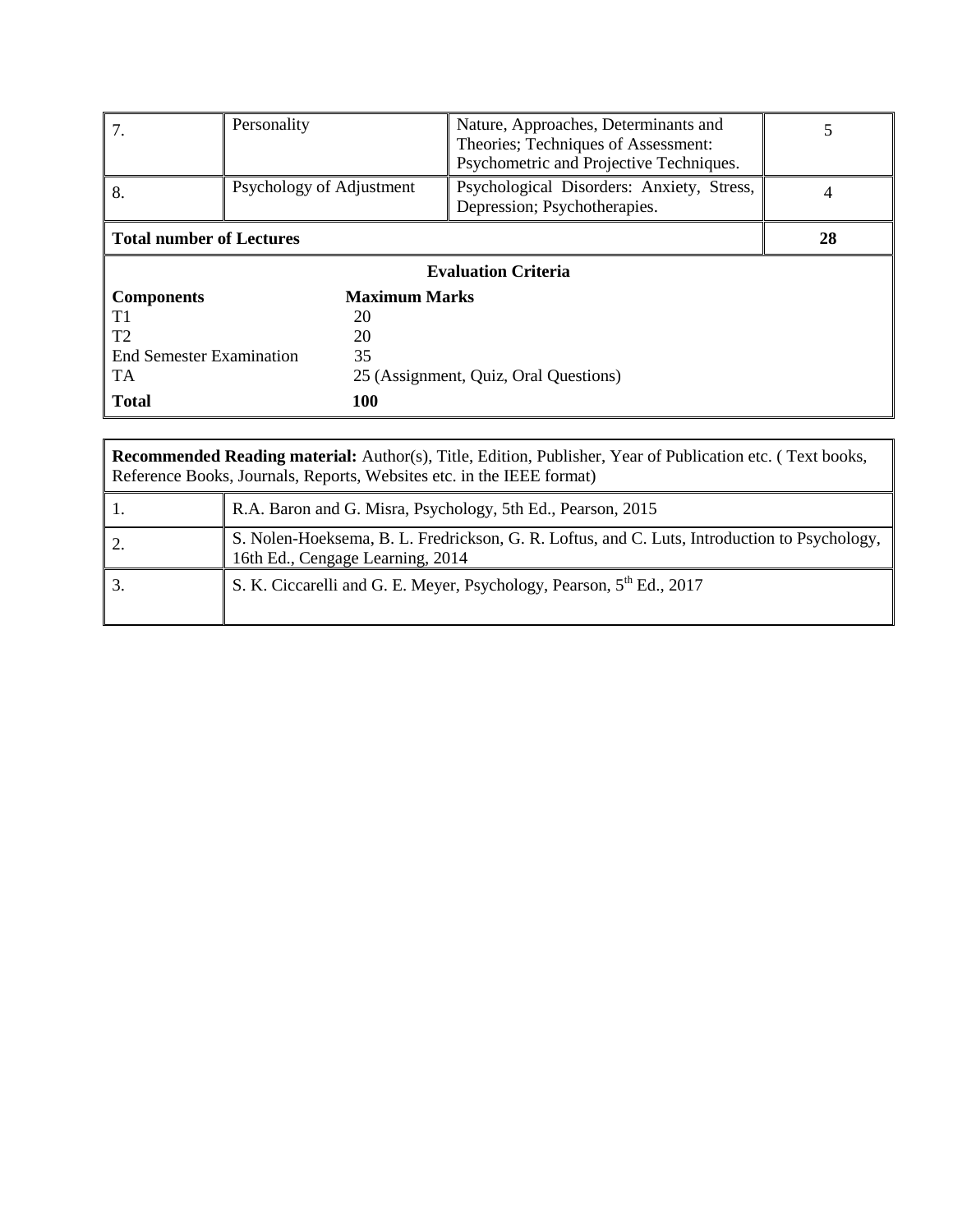| 7. | Personality | Nature, Approaches, Determinants and Theories; Techniques of Assessment: Psychometric and Projective Techniques. | 5 |
|---|---|---|---|
| 8. | Psychology of Adjustment | Psychological Disorders: Anxiety, Stress, Depression; Psychotherapies. | 4 |
| **Total number of Lectures** | | | **28** |

**Evaluation Criteria**

| Components | Maximum Marks |
|---|---|
| T1 | 20 |
| T2 | 20 |
| End Semester Examination | 35 |
| TA | 25 (Assignment, Quiz, Oral Questions) |
| **Total** | **100** |

**Recommended Reading material:** Author(s), Title, Edition, Publisher, Year of Publication etc. ( Text books, Reference Books, Journals, Reports, Websites etc. in the IEEE format)

| | |
|---|---|
| 1. | R.A. Baron and G. Misra, Psychology, 5th Ed., Pearson, 2015 |
| 2. | S. Nolen-Hoeksema, B. L. Fredrickson, G. R. Loftus, and C. Luts, Introduction to Psychology, 16th Ed., Cengage Learning, 2014 |
| 3. | S. K. Ciccarelli and G. E. Meyer, Psychology, Pearson, 5th Ed., 2017 |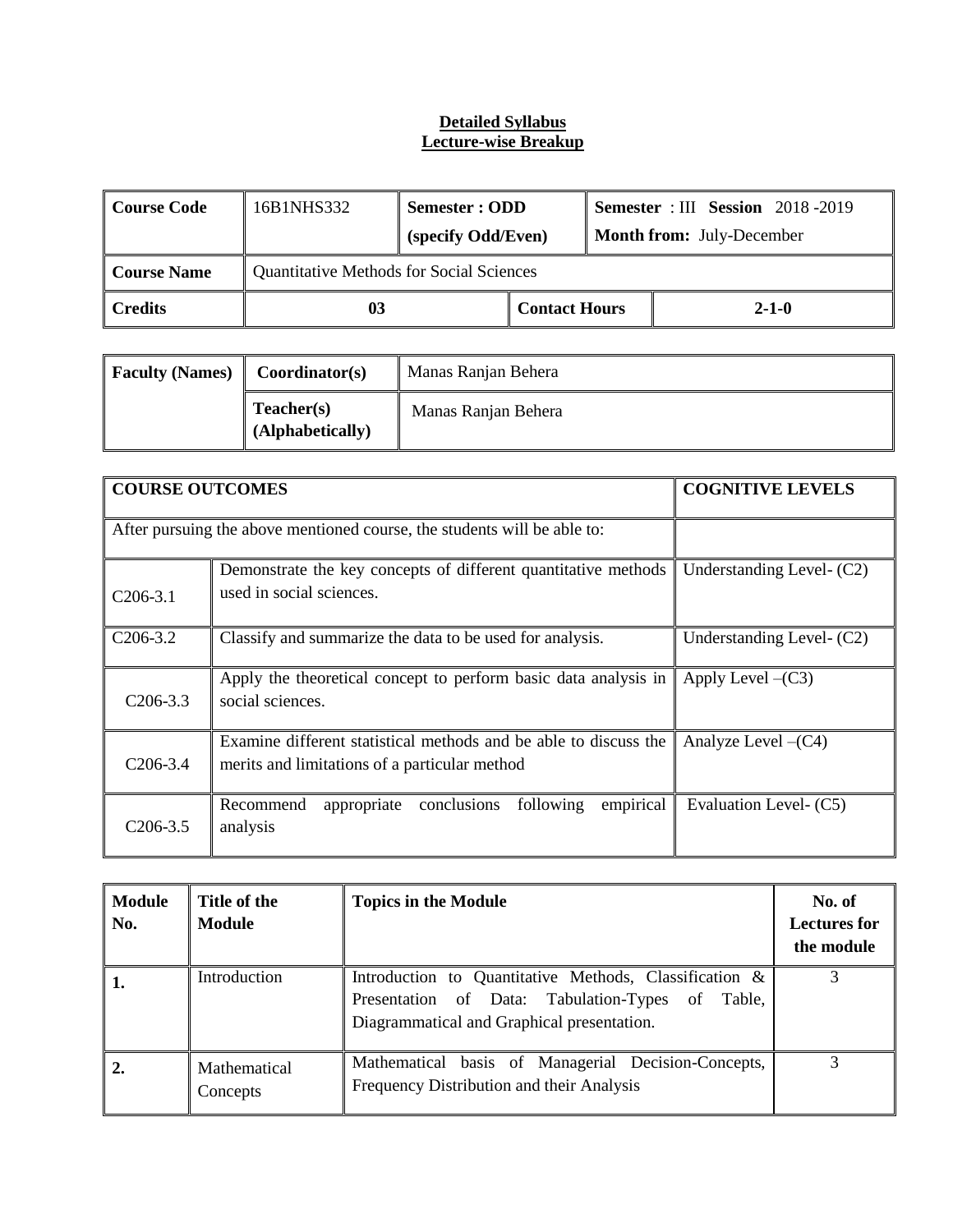**Detailed Syllabus**
**Lecture-wise Breakup**

| **Course Code** | 16B1NHS332 | **Semester : ODD** (specify Odd/Even) | | **Semester** : III **Session** 2018 -2019 **Month from:** July-December |
|---|---|---|---|---|
| **Course Name** | Quantitative Methods for Social Sciences | | | |
| **Credits** | **03** | | **Contact Hours** | **2-1-0** |

| **Faculty (Names)** | **Coordinator(s)** | Manas Ranjan Behera |
|---|---|---|
| | **Teacher(s) (Alphabetically)** | Manas Ranjan Behera |

| **COURSE OUTCOMES** | | **COGNITIVE LEVELS** |
|---|---|---|
| After pursuing the above mentioned course, the students will be able to: | | |
| C206-3.1 | Demonstrate the key concepts of different quantitative methods used in social sciences. | Understanding Level- (C2) |
| C206-3.2 | Classify and summarize the data to be used for analysis. | Understanding Level- (C2) |
| C206-3.3 | Apply the theoretical concept to perform basic data analysis in social sciences. | Apply Level –(C3) |
| C206-3.4 | Examine different statistical methods and be able to discuss the merits and limitations of a particular method | Analyze Level –(C4) |
| C206-3.5 | Recommend appropriate conclusions following empirical analysis | Evaluation Level- (C5) |

| **Module No.** | **Title of the Module** | **Topics in the Module** | **No. of Lectures for the module** |
|---|---|---|---|
| **1.** | Introduction | Introduction to Quantitative Methods, Classification & Presentation of Data: Tabulation-Types of Table, Diagrammatical and Graphical presentation. | 3 |
| **2.** | Mathematical Concepts | Mathematical basis of Managerial Decision-Concepts, Frequency Distribution and their Analysis | 3 |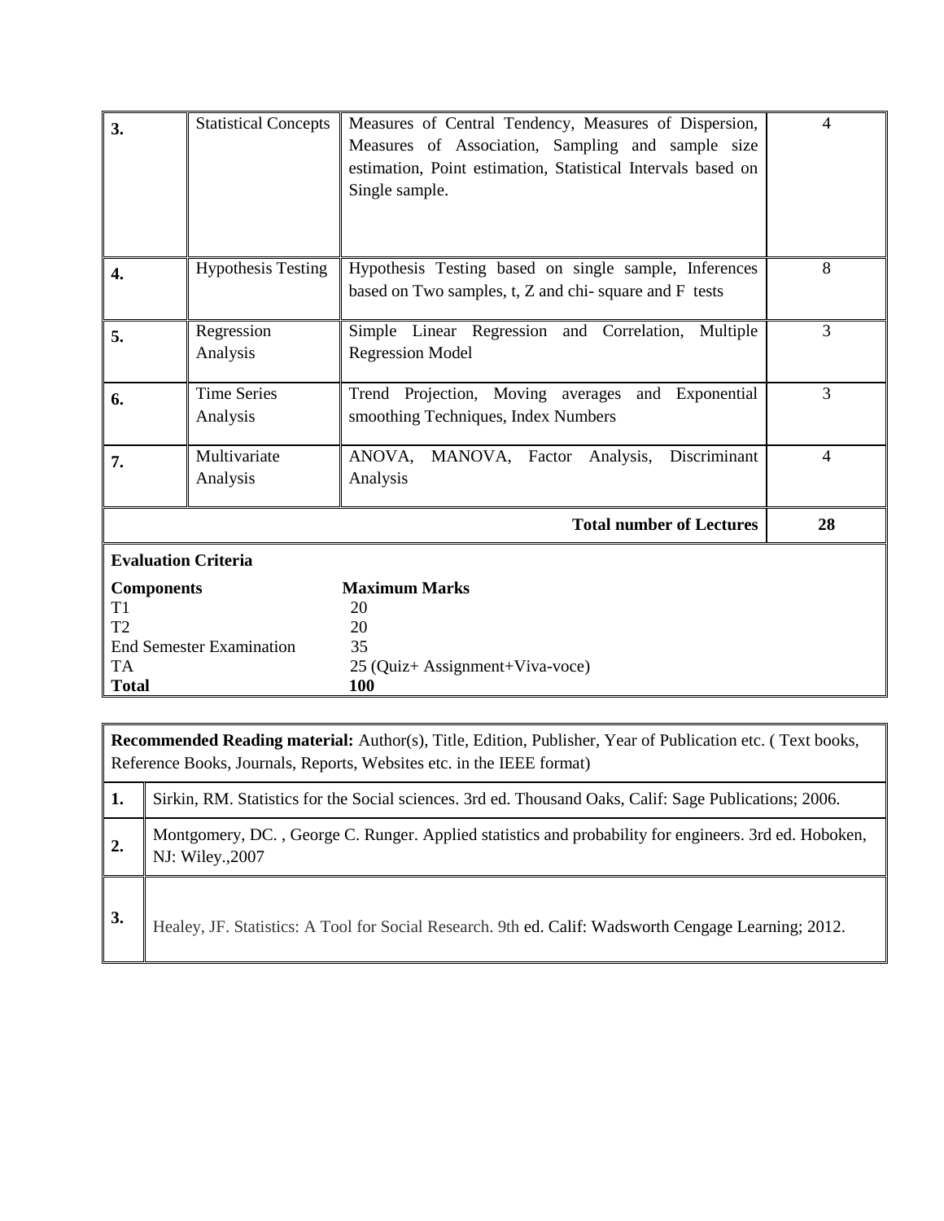| | | | |
|---|---|---|---|
| **3.** | Statistical Concepts | Measures of Central Tendency, Measures of Dispersion, Measures of Association, Sampling and sample size estimation, Point estimation, Statistical Intervals based on Single sample. | 4 |
| **4.** | Hypothesis Testing | Hypothesis Testing based on single sample, Inferences based on Two samples, t, Z and chi- square and F tests | 8 |
| **5.** | Regression Analysis | Simple Linear Regression and Correlation, Multiple Regression Model | 3 |
| **6.** | Time Series Analysis | Trend Projection, Moving averages and Exponential smoothing Techniques, Index Numbers | 3 |
| **7.** | Multivariate Analysis | ANOVA, MANOVA, Factor Analysis, Discriminant Analysis | 4 |
| | | **Total number of Lectures** | **28** |

**Evaluation Criteria**

| **Components** | **Maximum Marks** |
|---|---|
| T1 | 20 |
| T2 | 20 |
| End Semester Examination | 35 |
| TA | 25 (Quiz+ Assignment+Viva-voce) |
| **Total** | **100** |

**Recommended Reading material:** Author(s), Title, Edition, Publisher, Year of Publication etc. ( Text books, Reference Books, Journals, Reports, Websites etc. in the IEEE format)

| | |
|---|---|
| **1.** | Sirkin, RM. Statistics for the Social sciences. 3rd ed. Thousand Oaks, Calif: Sage Publications; 2006. |
| **2.** | Montgomery, DC. , George C. Runger. Applied statistics and probability for engineers. 3rd ed. Hoboken, NJ: Wiley.,2007 |
| **3.** | Healey, JF. Statistics: A Tool for Social Research. 9th ed. Calif: Wadsworth Cengage Learning; 2012. |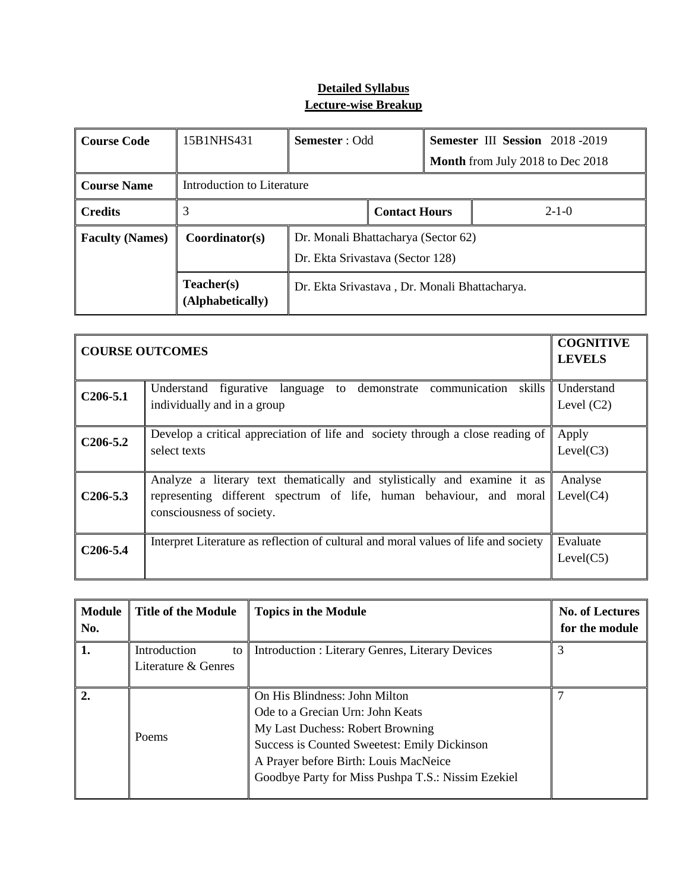**Detailed Syllabus**
**Lecture-wise Breakup**

| **Course Code** | 15B1NHS431 | **Semester** : Odd | | **Semester** III **Session** 2018 -2019<br>**Month** from July 2018 to Dec 2018 |
|---|---|---|---|---|
| **Course Name** | Introduction to Literature | | | |
| **Credits** | 3 | | **Contact Hours** | 2-1-0 |
| **Faculty (Names)** | **Coordinator(s)** | Dr. Monali Bhattacharya (Sector 62)<br>Dr. Ekta Srivastava (Sector 128) | | |
| | **Teacher(s) (Alphabetically)** | Dr. Ekta Srivastava , Dr. Monali Bhattacharya. | | |

| **COURSE OUTCOMES** | | **COGNITIVE LEVELS** |
|---|---|---|
| **C206-5.1** | Understand figurative language to demonstrate communication skills individually and in a group | Understand Level (C2) |
| **C206-5.2** | Develop a critical appreciation of life and society through a close reading of select texts | Apply Level(C3) |
| **C206-5.3** | Analyze a literary text thematically and stylistically and examine it as representing different spectrum of life, human behaviour, and moral consciousness of society. | Analyse Level(C4) |
| **C206-5.4** | Interpret Literature as reflection of cultural and moral values of life and society | Evaluate Level(C5) |

| **Module No.** | **Title of the Module** | **Topics in the Module** | **No. of Lectures for the module** |
|---|---|---|---|
| **1.** | Introduction to Literature & Genres | Introduction : Literary Genres, Literary Devices | 3 |
| **2.** | Poems | On His Blindness: John Milton<br>Ode to a Grecian Urn: John Keats<br>My Last Duchess: Robert Browning<br>Success is Counted Sweetest: Emily Dickinson<br>A Prayer before Birth: Louis MacNeice<br>Goodbye Party for Miss Pushpa T.S.: Nissim Ezekiel | 7 |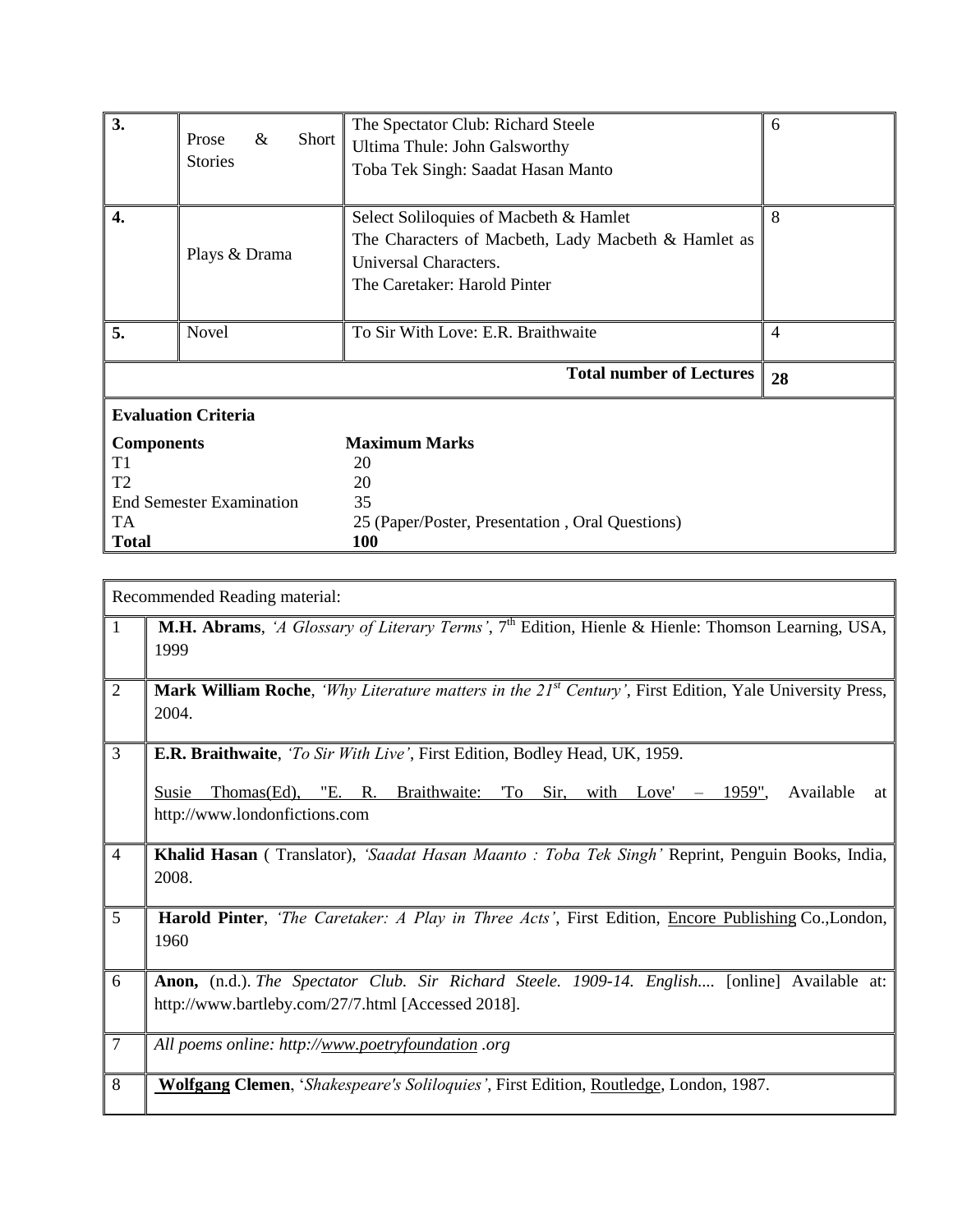| | | | |
|---|---|---|---|
| **3.** | Prose & Short Stories | The Spectator Club: Richard Steele<br>Ultima Thule: John Galsworthy<br>Toba Tek Singh: Saadat Hasan Manto | 6 |
| **4.** | Plays & Drama | Select Soliloquies of Macbeth & Hamlet<br>The Characters of Macbeth, Lady Macbeth & Hamlet as Universal Characters.<br>The Caretaker: Harold Pinter | 8 |
| **5.** | Novel | To Sir With Love: E.R. Braithwaite | 4 |
| | | **Total number of Lectures** | **28** |

**Evaluation Criteria**

| **Components** | **Maximum Marks** |
|---|---|
| T1 | 20 |
| T2 | 20 |
| End Semester Examination | 35 |
| TA | 25 (Paper/Poster, Presentation , Oral Questions) |
| **Total** | **100** |

| Recommended Reading material: | |
|---|---|
| 1 | **M.H. Abrams**, *'A Glossary of Literary Terms'*, 7th Edition, Hienle & Hienle: Thomson Learning, USA, 1999 |
| 2 | **Mark William Roche**, *'Why Literature matters in the 21st Century'*, First Edition, Yale University Press, 2004. |
| 3 | **E.R. Braithwaite**, *'To Sir With Live'*, First Edition, Bodley Head, UK, 1959.<br><br>Susie Thomas(Ed), "E. R. Braithwaite: 'To Sir, with Love' – 1959", Available at http://www.londonfictions.com |
| 4 | **Khalid Hasan** ( Translator), *'Saadat Hasan Maanto : Toba Tek Singh'* Reprint, Penguin Books, India, 2008. |
| 5 | **Harold Pinter**, *'The Caretaker: A Play in Three Acts'*, First Edition, Encore Publishing Co.,London, 1960 |
| 6 | **Anon,** (n.d.). *The Spectator Club. Sir Richard Steele. 1909-14. English....* [online] Available at: http://www.bartleby.com/27/7.html [Accessed 2018]. |
| 7 | *All poems online: http://www.poetryfoundation .org* |
| 8 | **Wolfgang Clemen**, '*Shakespeare's Soliloquies'*, First Edition, Routledge, London, 1987. |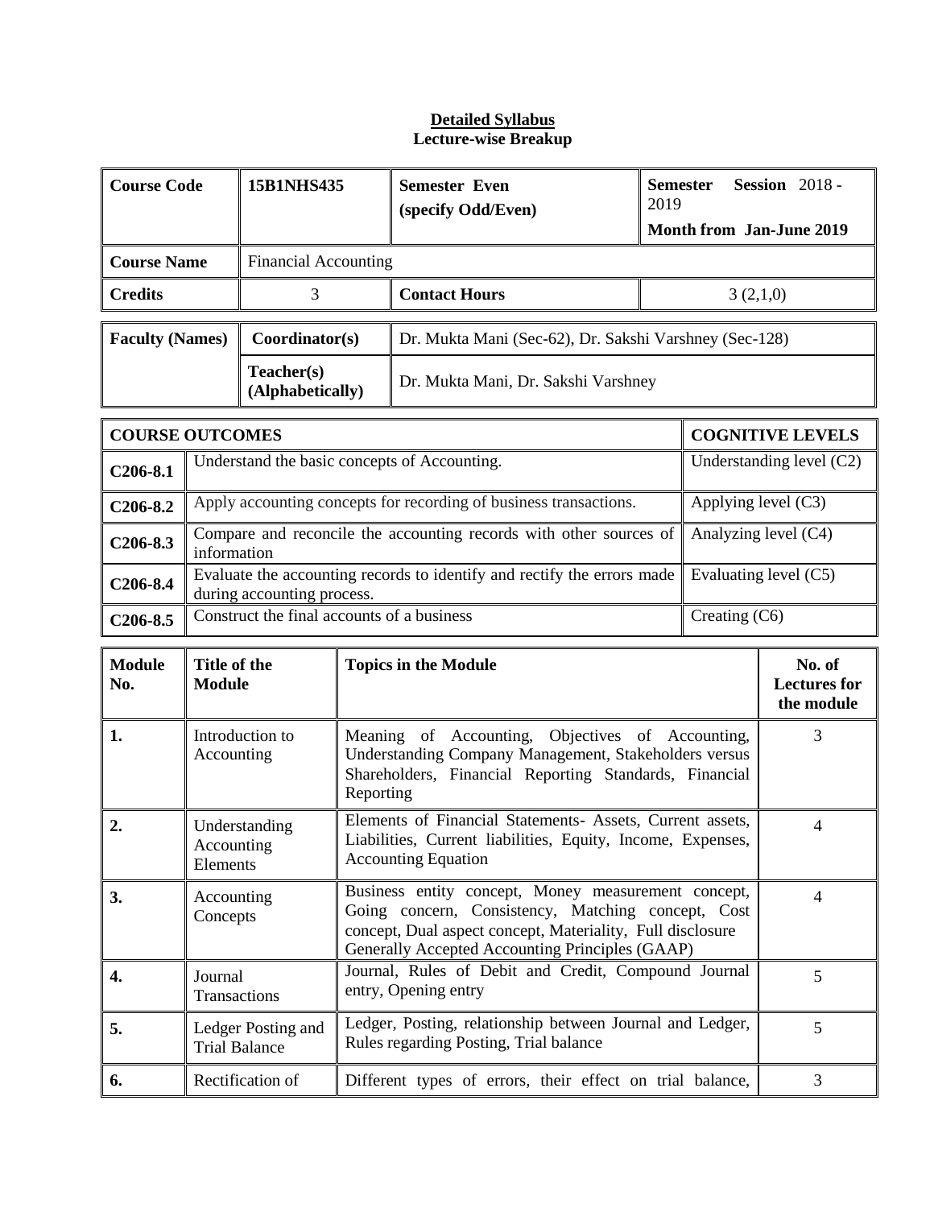**Detailed Syllabus**
**Lecture-wise Breakup**

| **Course Code** | **15B1NHS435** | **Semester Even (specify Odd/Even)** | **Semester Session** 2018 - 2019 **Month from Jan-June 2019** |
|---|---|---|---|
| **Course Name** | Financial Accounting | | |
| **Credits** | 3 | **Contact Hours** | 3 (2,1,0) |

| **Faculty (Names)** | **Coordinator(s)** | Dr. Mukta Mani (Sec-62), Dr. Sakshi Varshney (Sec-128) |
|---|---|---|
| | **Teacher(s) (Alphabetically)** | Dr. Mukta Mani, Dr. Sakshi Varshney |

| **COURSE OUTCOMES** | | **COGNITIVE LEVELS** |
|---|---|---|
| **C206-8.1** | Understand the basic concepts of Accounting. | Understanding level (C2) |
| **C206-8.2** | Apply accounting concepts for recording of business transactions. | Applying level (C3) |
| **C206-8.3** | Compare and reconcile the accounting records with other sources of information | Analyzing level (C4) |
| **C206-8.4** | Evaluate the accounting records to identify and rectify the errors made during accounting process. | Evaluating level (C5) |
| **C206-8.5** | Construct the final accounts of a business | Creating (C6) |

| **Module No.** | **Title of the Module** | **Topics in the Module** | **No. of Lectures for the module** |
|---|---|---|---|
| **1.** | Introduction to Accounting | Meaning of Accounting, Objectives of Accounting, Understanding Company Management, Stakeholders versus Shareholders, Financial Reporting Standards, Financial Reporting | 3 |
| **2.** | Understanding Accounting Elements | Elements of Financial Statements- Assets, Current assets, Liabilities, Current liabilities, Equity, Income, Expenses, Accounting Equation | 4 |
| **3.** | Accounting Concepts | Business entity concept, Money measurement concept, Going concern, Consistency, Matching concept, Cost concept, Dual aspect concept, Materiality, Full disclosure Generally Accepted Accounting Principles (GAAP) | 4 |
| **4.** | Journal Transactions | Journal, Rules of Debit and Credit, Compound Journal entry, Opening entry | 5 |
| **5.** | Ledger Posting and Trial Balance | Ledger, Posting, relationship between Journal and Ledger, Rules regarding Posting, Trial balance | 5 |
| **6.** | Rectification of | Different types of errors, their effect on trial balance, | 3 |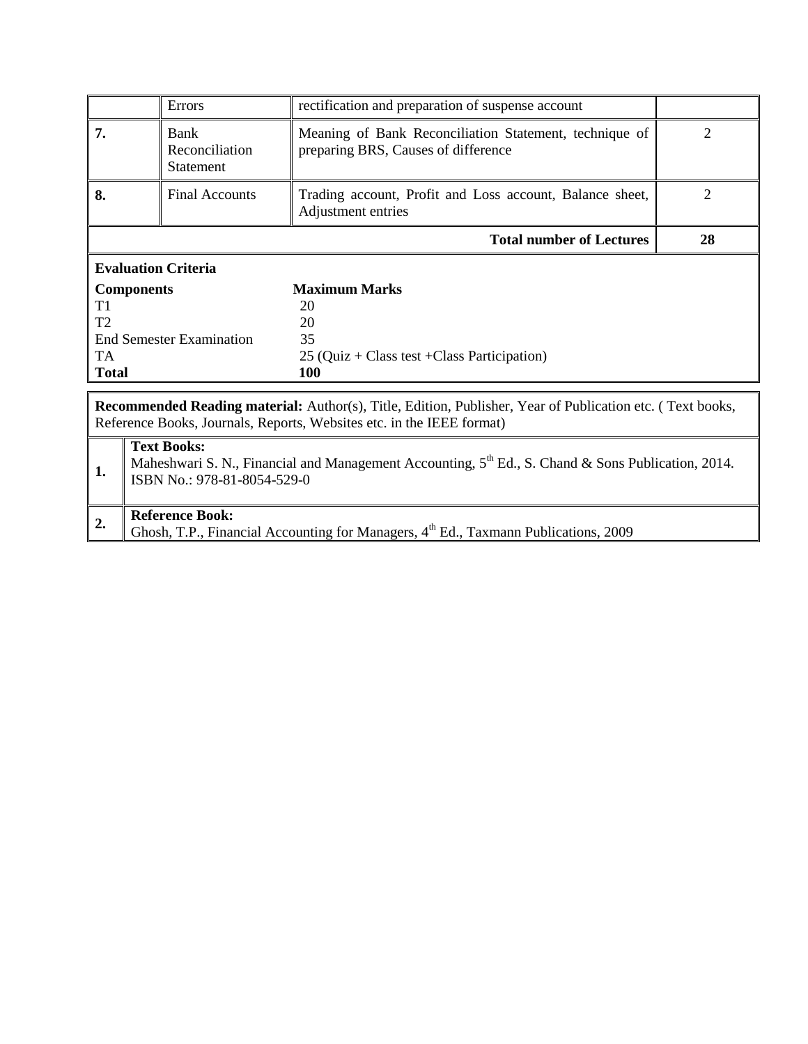| | | | |
|---|---|---|---|
| | Errors | rectification and preparation of suspense account | |
| **7.** | Bank Reconciliation Statement | Meaning of Bank Reconciliation Statement, technique of preparing BRS, Causes of difference | 2 |
| **8.** | Final Accounts | Trading account, Profit and Loss account, Balance sheet, Adjustment entries | 2 |
| | | **Total number of Lectures** | **28** |

**Evaluation Criteria**

| **Components** | **Maximum Marks** |
|---|---|
| T1 | 20 |
| T2 | 20 |
| End Semester Examination | 35 |
| TA | 25 (Quiz + Class test +Class Participation) |
| **Total** | **100** |

**Recommended Reading material:** Author(s), Title, Edition, Publisher, Year of Publication etc. ( Text books, Reference Books, Journals, Reports, Websites etc. in the IEEE format)

| | |
|---|---|
| **1.** | **Text Books:** Maheshwari S. N., Financial and Management Accounting, 5th Ed., S. Chand & Sons Publication, 2014. ISBN No.: 978-81-8054-529-0 |
| **2.** | **Reference Book:** Ghosh, T.P., Financial Accounting for Managers, 4th Ed., Taxmann Publications, 2009 |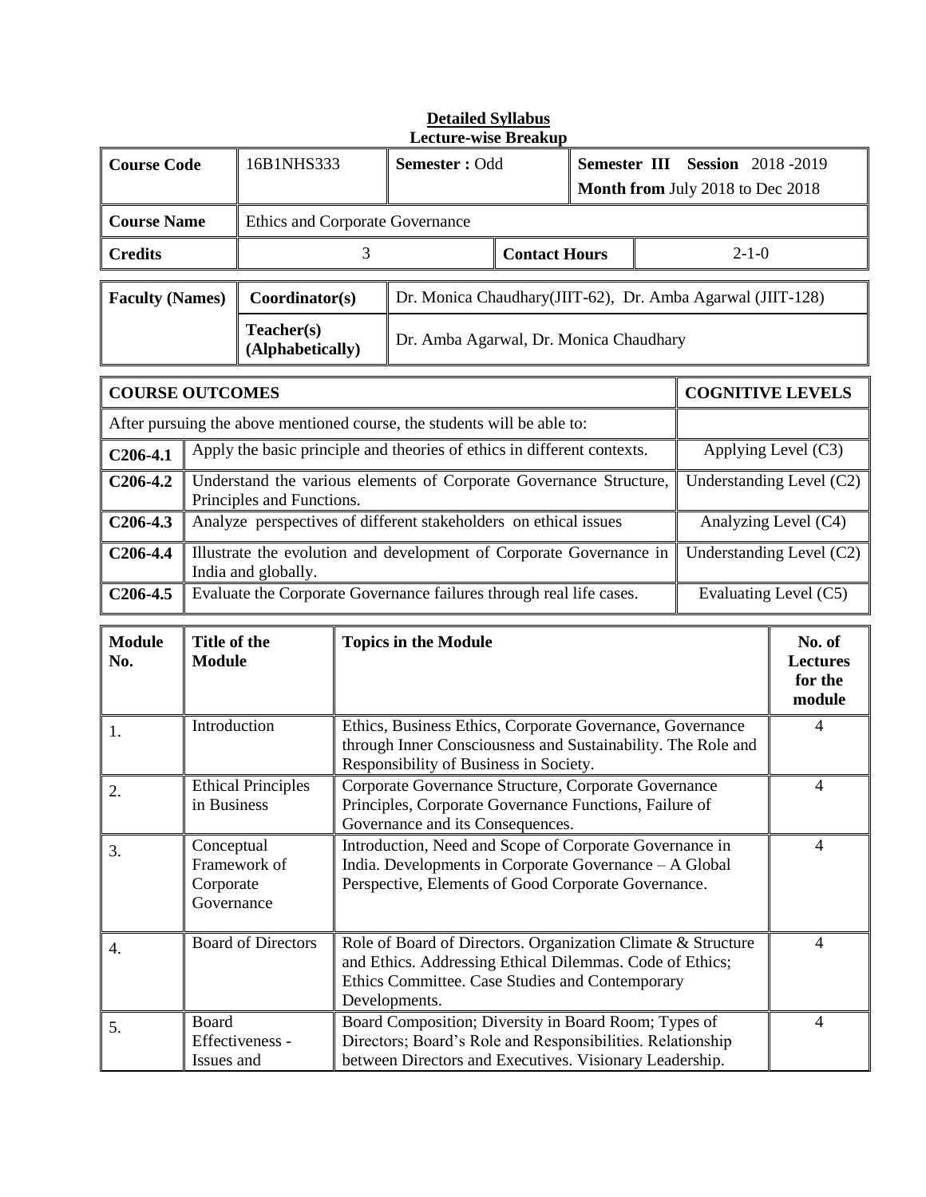**Detailed Syllabus**
**Lecture-wise Breakup**

| **Course Code** | 16B1NHS333 | **Semester :** Odd | | **Semester III Session** 2018 -2019<br>**Month from** July 2018 to Dec 2018 |
|---|---|---|---|---|
| **Course Name** | Ethics and Corporate Governance | | | |
| **Credits** | 3 | | **Contact Hours** | 2-1-0 |

| **Faculty (Names)** | **Coordinator(s)** | Dr. Monica Chaudhary(JIIT-62), Dr. Amba Agarwal (JIIT-128) |
|---|---|---|
| | **Teacher(s) (Alphabetically)** | Dr. Amba Agarwal, Dr. Monica Chaudhary |

| **COURSE OUTCOMES** | | **COGNITIVE LEVELS** |
|---|---|---|
| After pursuing the above mentioned course, the students will be able to: | | |
| **C206-4.1** | Apply the basic principle and theories of ethics in different contexts. | Applying Level (C3) |
| **C206-4.2** | Understand the various elements of Corporate Governance Structure, Principles and Functions. | Understanding Level (C2) |
| **C206-4.3** | Analyze perspectives of different stakeholders on ethical issues | Analyzing Level (C4) |
| **C206-4.4** | Illustrate the evolution and development of Corporate Governance in India and globally. | Understanding Level (C2) |
| **C206-4.5** | Evaluate the Corporate Governance failures through real life cases. | Evaluating Level (C5) |

| **Module No.** | **Title of the Module** | **Topics in the Module** | **No. of Lectures for the module** |
|---|---|---|---|
| 1. | Introduction | Ethics, Business Ethics, Corporate Governance, Governance through Inner Consciousness and Sustainability. The Role and Responsibility of Business in Society. | 4 |
| 2. | Ethical Principles in Business | Corporate Governance Structure, Corporate Governance Principles, Corporate Governance Functions, Failure of Governance and its Consequences. | 4 |
| 3. | Conceptual Framework of Corporate Governance | Introduction, Need and Scope of Corporate Governance in India. Developments in Corporate Governance – A Global Perspective, Elements of Good Corporate Governance. | 4 |
| 4. | Board of Directors | Role of Board of Directors. Organization Climate & Structure and Ethics. Addressing Ethical Dilemmas. Code of Ethics; Ethics Committee. Case Studies and Contemporary Developments. | 4 |
| 5. | Board Effectiveness - Issues and | Board Composition; Diversity in Board Room; Types of Directors; Board's Role and Responsibilities. Relationship between Directors and Executives. Visionary Leadership. | 4 |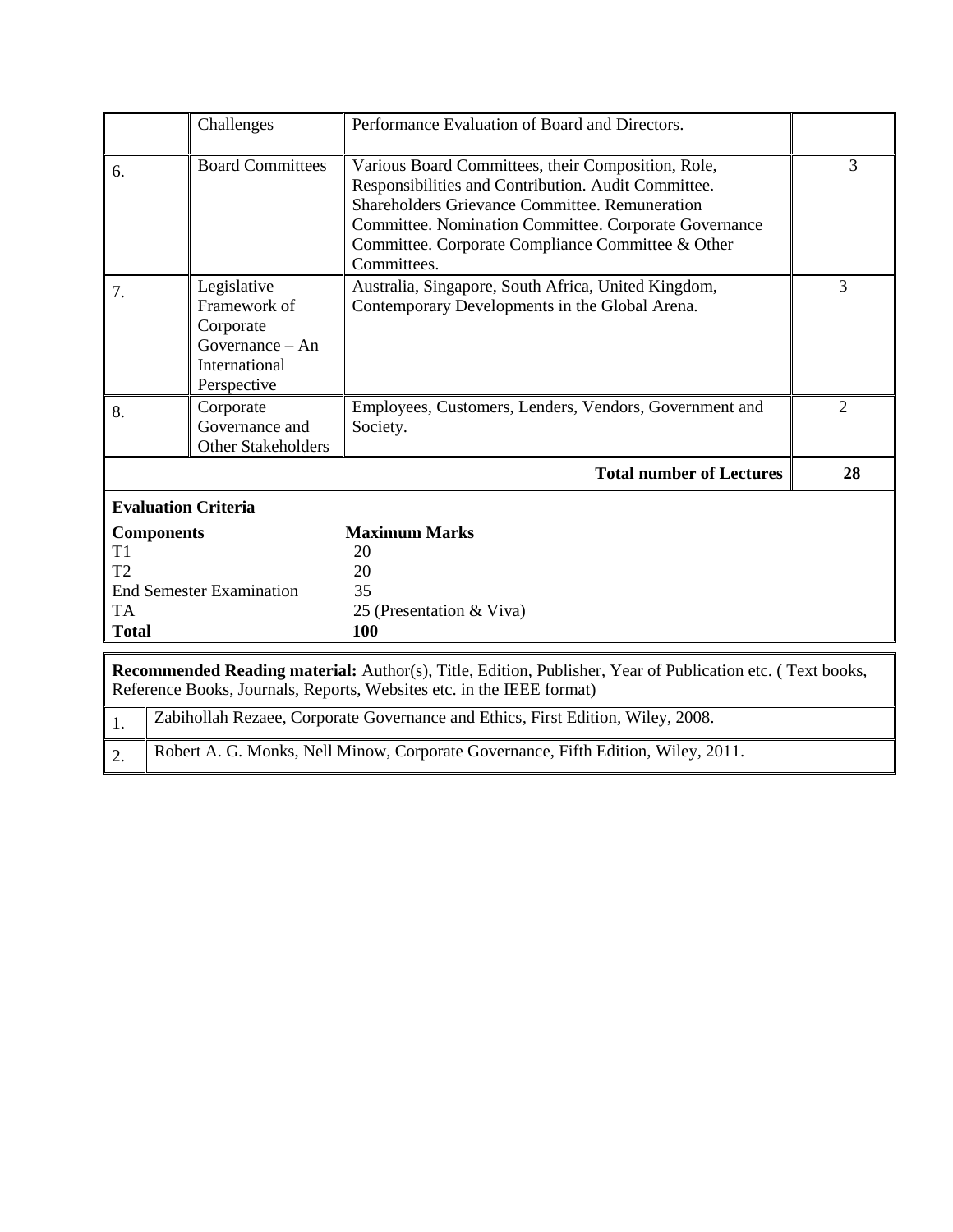|   | Challenges | Performance Evaluation of Board and Directors. |   |
|---|---|---|---|
| 6. | Board Committees | Various Board Committees, their Composition, Role, Responsibilities and Contribution. Audit Committee. Shareholders Grievance Committee. Remuneration Committee. Nomination Committee. Corporate Governance Committee. Corporate Compliance Committee & Other Committees. | 3 |
| 7. | Legislative Framework of Corporate Governance – An International Perspective | Australia, Singapore, South Africa, United Kingdom, Contemporary Developments in the Global Arena. | 3 |
| 8. | Corporate Governance and Other Stakeholders | Employees, Customers, Lenders, Vendors, Government and Society. | 2 |
|   |   | **Total number of Lectures** | **28** |

**Evaluation Criteria**

| **Components** | **Maximum Marks** |
|---|---|
| T1 | 20 |
| T2 | 20 |
| End Semester Examination | 35 |
| TA | 25 (Presentation & Viva) |
| **Total** | **100** |

**Recommended Reading material:** Author(s), Title, Edition, Publisher, Year of Publication etc. ( Text books, Reference Books, Journals, Reports, Websites etc. in the IEEE format)

| | |
|---|---|
| 1. | Zabihollah Rezaee, Corporate Governance and Ethics, First Edition, Wiley, 2008. |
| 2. | Robert A. G. Monks, Nell Minow, Corporate Governance, Fifth Edition, Wiley, 2011. |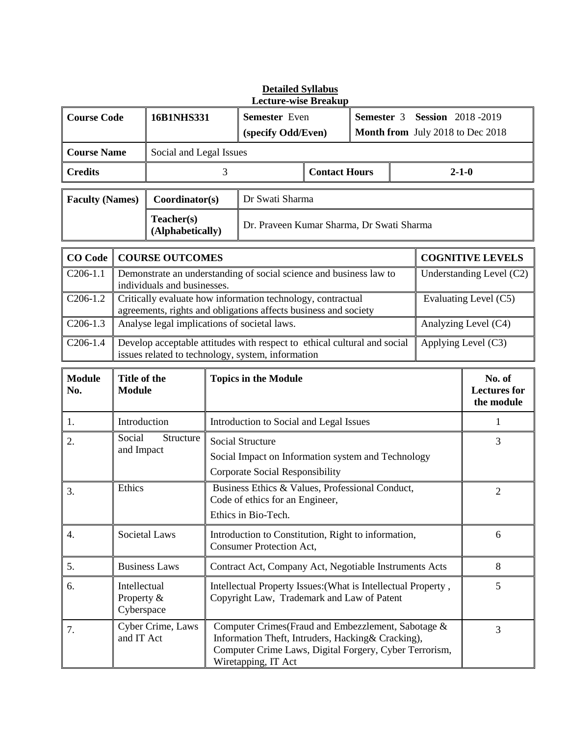**Detailed Syllabus**

**Lecture-wise Breakup**

| **Course Code** | **16B1NHS331** | **Semester** Even **(specify Odd/Even)** | **Semester** 3 **Session** 2018 -2019 **Month from** July 2018 to Dec 2018 |
|---|---|---|---|
| **Course Name** | Social and Legal Issues | | |
| **Credits** | 3 | **Contact Hours** | **2-1-0** |

| **Faculty (Names)** | **Coordinator(s)** | Dr Swati Sharma |
|---|---|---|
| | **Teacher(s) (Alphabetically)** | Dr. Praveen Kumar Sharma, Dr Swati Sharma |

| **CO Code** | **COURSE OUTCOMES** | **COGNITIVE LEVELS** |
|---|---|---|
| C206-1.1 | Demonstrate an understanding of social science and business law to individuals and businesses. | Understanding Level (C2) |
| C206-1.2 | Critically evaluate how information technology, contractual agreements, rights and obligations affects business and society | Evaluating Level (C5) |
| C206-1.3 | Analyse legal implications of societal laws. | Analyzing Level (C4) |
| C206-1.4 | Develop acceptable attitudes with respect to ethical cultural and social issues related to technology, system, information | Applying Level (C3) |

| **Module No.** | **Title of the Module** | **Topics in the Module** | **No. of Lectures for the module** |
|---|---|---|---|
| 1. | Introduction | Introduction to Social and Legal Issues | 1 |
| 2. | Social Structure and Impact | Social Structure<br>Social Impact on Information system and Technology<br>Corporate Social Responsibility | 3 |
| 3. | Ethics | Business Ethics & Values, Professional Conduct, Code of ethics for an Engineer,<br>Ethics in Bio-Tech. | 2 |
| 4. | Societal Laws | Introduction to Constitution, Right to information, Consumer Protection Act, | 6 |
| 5. | Business Laws | Contract Act, Company Act, Negotiable Instruments Acts | 8 |
| 6. | Intellectual Property & Cyberspace | Intellectual Property Issues:(What is Intellectual Property , Copyright Law, Trademark and Law of Patent | 5 |
| 7. | Cyber Crime, Laws and IT Act | Computer Crimes(Fraud and Embezzlement, Sabotage & Information Theft, Intruders, Hacking& Cracking), Computer Crime Laws, Digital Forgery, Cyber Terrorism, Wiretapping, IT Act | 3 |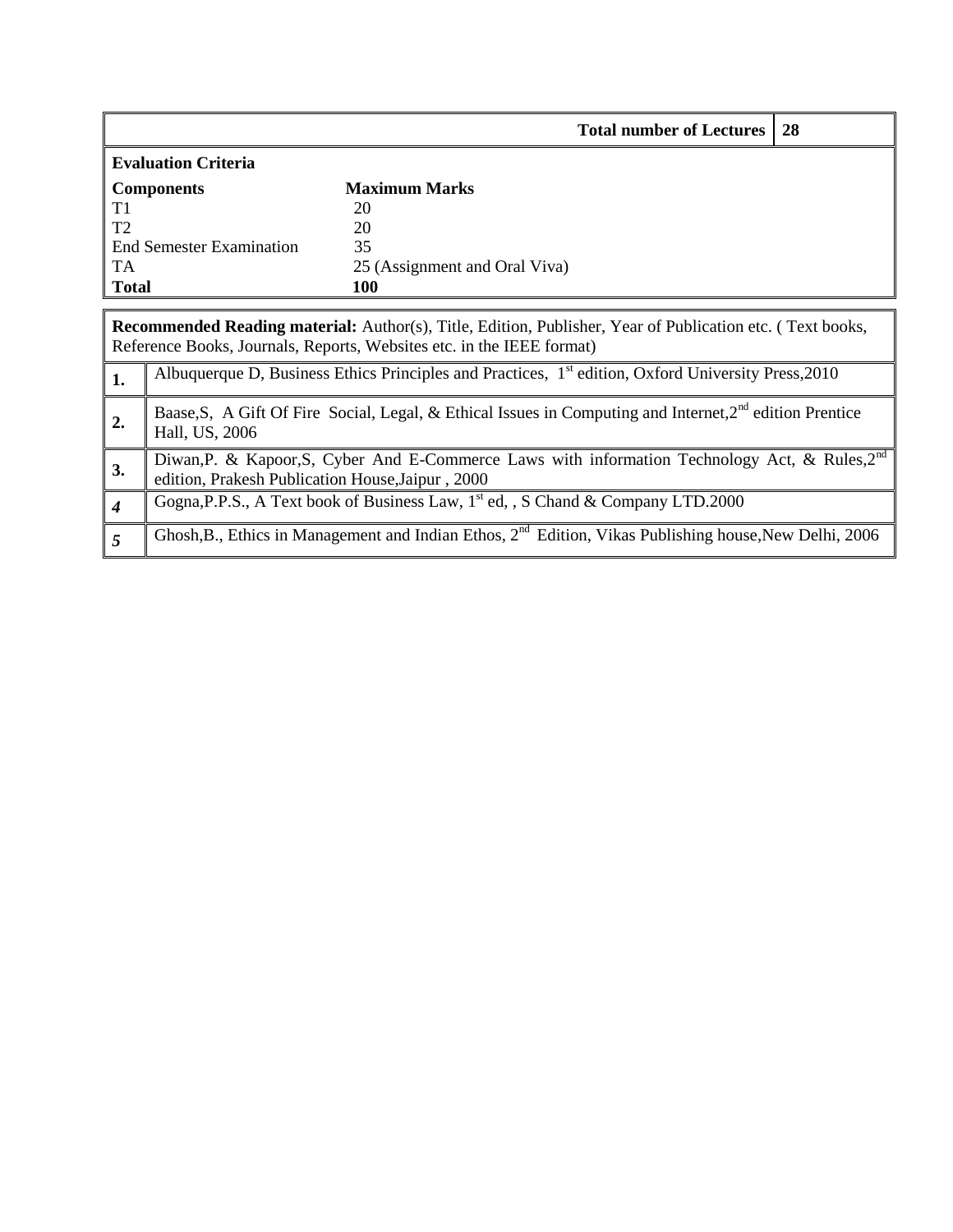| | |
|---|---|
| **Total number of Lectures** | **28** |

**Evaluation Criteria**

| **Components** | **Maximum Marks** |
|---|---|
| T1 | 20 |
| T2 | 20 |
| End Semester Examination | 35 |
| TA | 25 (Assignment and Oral Viva) |
| **Total** | **100** |

| | |
|---|---|
| **Recommended Reading material:** Author(s), Title, Edition, Publisher, Year of Publication etc. ( Text books, Reference Books, Journals, Reports, Websites etc. in the IEEE format) | |
| **1.** | Albuquerque D, Business Ethics Principles and Practices, 1st edition, Oxford University Press,2010 |
| **2.** | Baase,S, A Gift Of Fire Social, Legal, & Ethical Issues in Computing and Internet,2nd edition Prentice Hall, US, 2006 |
| **3.** | Diwan,P. & Kapoor,S, Cyber And E-Commerce Laws with information Technology Act, & Rules,2nd edition, Prakesh Publication House,Jaipur , 2000 |
| ***4*** | Gogna,P.P.S., A Text book of Business Law, 1st ed, , S Chand & Company LTD.2000 |
| ***5*** | Ghosh,B., Ethics in Management and Indian Ethos, 2nd Edition, Vikas Publishing house,New Delhi, 2006 |